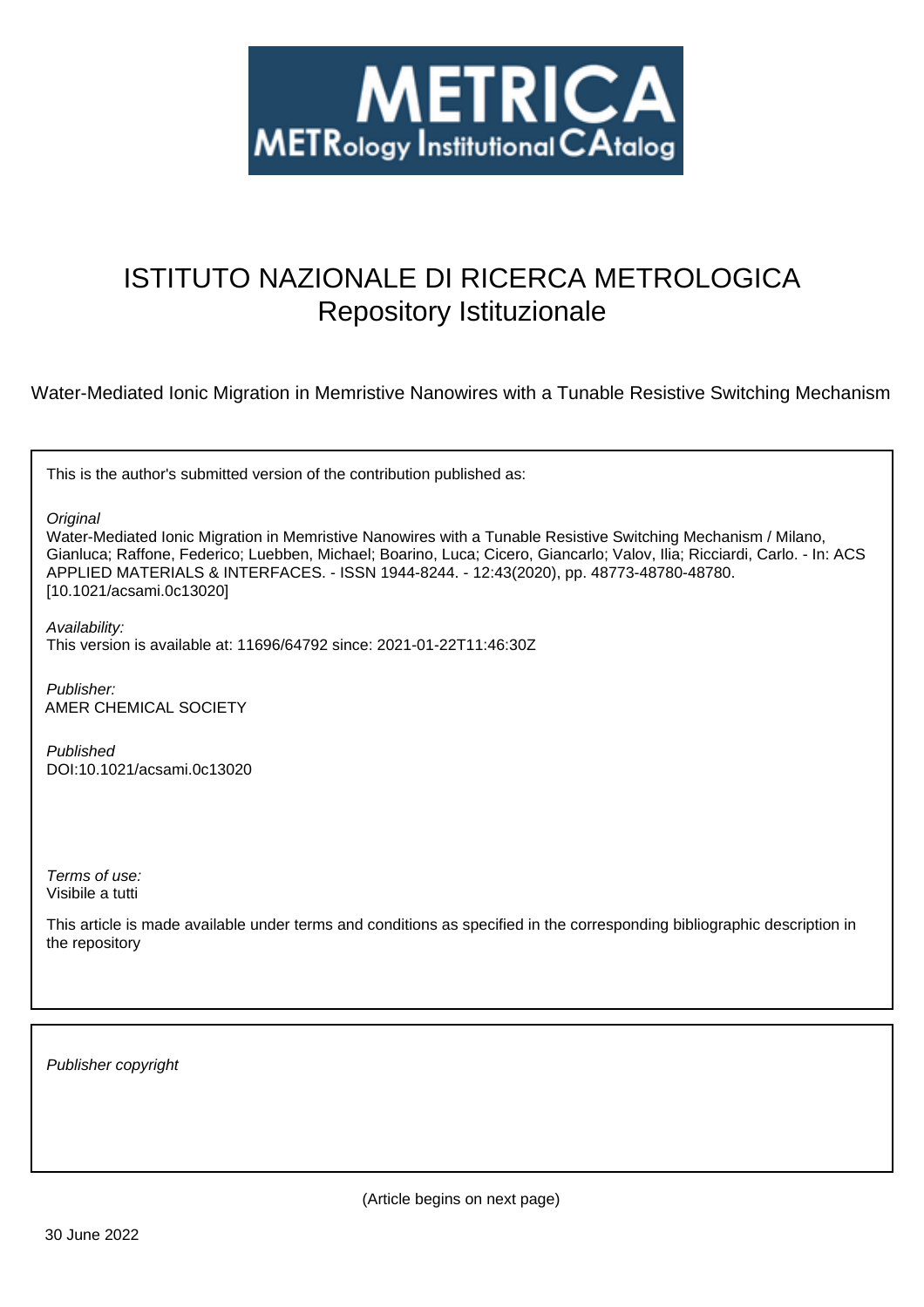# ISTITUTO NAZIONALE DI RICERCA METROLOGICA
## Repository Istituzionale

Water-Mediated Ionic Migration in Memristive Nanowires with a Tunable Resistive Switching Mechanism

This is the author's submitted version of the contribution published as:

*Original*
Water-Mediated Ionic Migration in Memristive Nanowires with a Tunable Resistive Switching Mechanism / Milano, Gianluca; Raffone, Federico; Luebben, Michael; Boarino, Luca; Cicero, Giancarlo; Valov, Ilia; Ricciardi, Carlo. - In: ACS APPLIED MATERIALS & INTERFACES. - ISSN 1944-8244. - 12:43(2020), pp. 48773-48780-48780. [10.1021/acsami.0c13020]

*Availability:*
This version is available at: 11696/64792 since: 2021-01-22T11:46:30Z

*Publisher:*
AMER CHEMICAL SOCIETY

*Published*
DOI:10.1021/acsami.0c13020

*Terms of use:*
Visibile a tutti

This article is made available under terms and conditions as specified in the corresponding bibliographic description in the repository

*Publisher copyright*

(Article begins on next page)

30 June 2022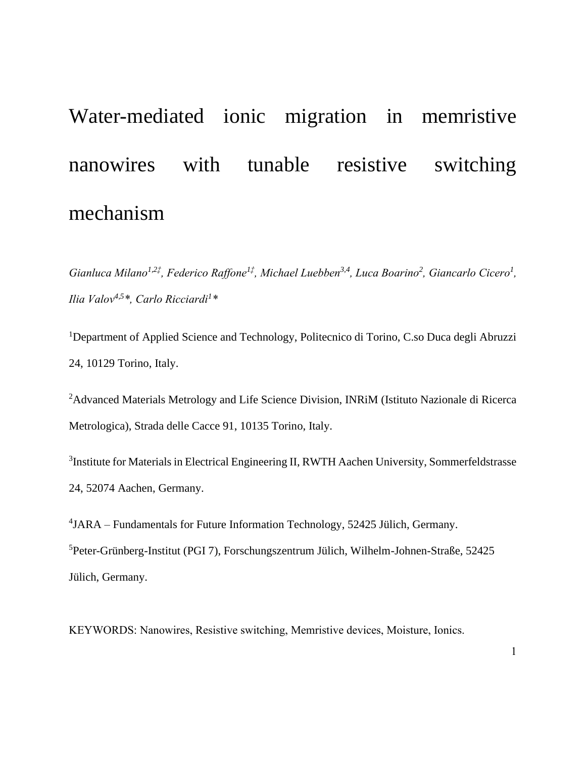# Water-mediated ionic migration in memristive nanowires with tunable resistive switching mechanism

*Gianluca Milano[1,2‡], Federico Raffone[1‡], Michael Luebben[3,4], Luca Boarino[2], Giancarlo Cicero[1], Ilia Valov[4,5]\*, Carlo Ricciardi[1]\**

[1]Department of Applied Science and Technology, Politecnico di Torino, C.so Duca degli Abruzzi 24, 10129 Torino, Italy.

[2]Advanced Materials Metrology and Life Science Division, INRiM (Istituto Nazionale di Ricerca Metrologica), Strada delle Cacce 91, 10135 Torino, Italy.

[3]Institute for Materials in Electrical Engineering II, RWTH Aachen University, Sommerfeldstrasse 24, 52074 Aachen, Germany.

[4]JARA – Fundamentals for Future Information Technology, 52425 Jülich, Germany.

[5]Peter-Grünberg-Institut (PGI 7), Forschungszentrum Jülich, Wilhelm-Johnen-Straße, 52425 Jülich, Germany.

KEYWORDS: Nanowires, Resistive switching, Memristive devices, Moisture, Ionics.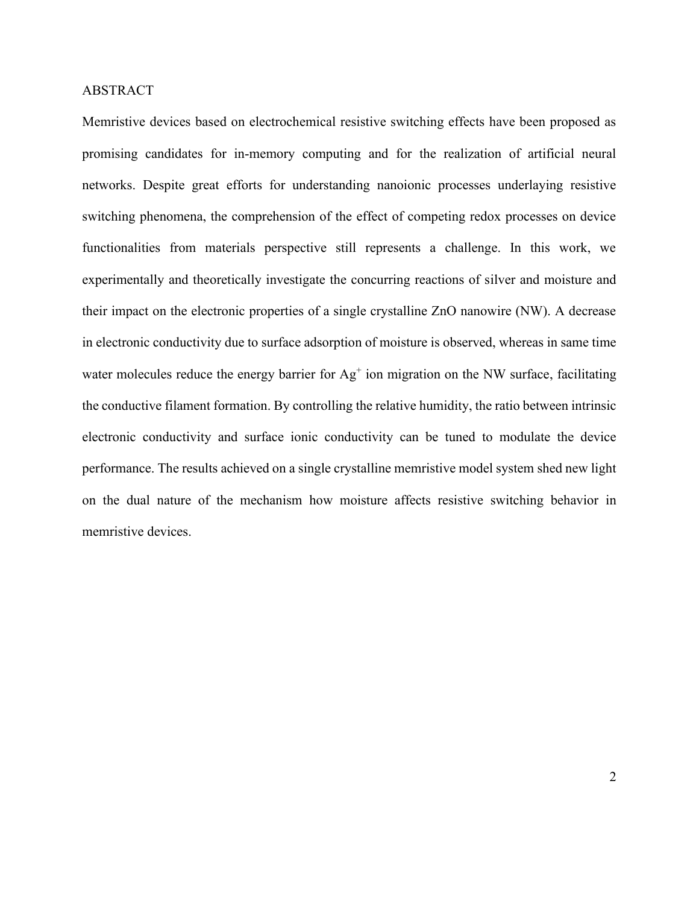## ABSTRACT

Memristive devices based on electrochemical resistive switching effects have been proposed as promising candidates for in-memory computing and for the realization of artificial neural networks. Despite great efforts for understanding nanoionic processes underlaying resistive switching phenomena, the comprehension of the effect of competing redox processes on device functionalities from materials perspective still represents a challenge. In this work, we experimentally and theoretically investigate the concurring reactions of silver and moisture and their impact on the electronic properties of a single crystalline ZnO nanowire (NW). A decrease in electronic conductivity due to surface adsorption of moisture is observed, whereas in same time water molecules reduce the energy barrier for $Ag^{+}$ ion migration on the NW surface, facilitating the conductive filament formation. By controlling the relative humidity, the ratio between intrinsic electronic conductivity and surface ionic conductivity can be tuned to modulate the device performance. The results achieved on a single crystalline memristive model system shed new light on the dual nature of the mechanism how moisture affects resistive switching behavior in memristive devices.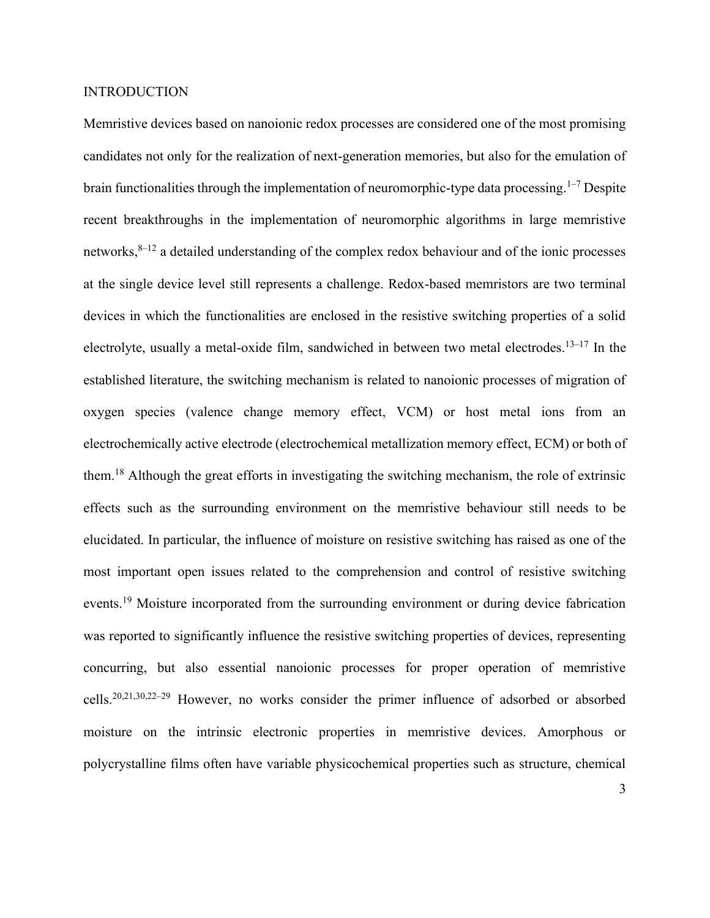## INTRODUCTION

Memristive devices based on nanoionic redox processes are considered one of the most promising candidates not only for the realization of next-generation memories, but also for the emulation of brain functionalities through the implementation of neuromorphic-type data processing.[1–7] Despite recent breakthroughs in the implementation of neuromorphic algorithms in large memristive networks,[8–12] a detailed understanding of the complex redox behaviour and of the ionic processes at the single device level still represents a challenge. Redox-based memristors are two terminal devices in which the functionalities are enclosed in the resistive switching properties of a solid electrolyte, usually a metal-oxide film, sandwiched in between two metal electrodes.[13–17] In the established literature, the switching mechanism is related to nanoionic processes of migration of oxygen species (valence change memory effect, VCM) or host metal ions from an electrochemically active electrode (electrochemical metallization memory effect, ECM) or both of them.[18] Although the great efforts in investigating the switching mechanism, the role of extrinsic effects such as the surrounding environment on the memristive behaviour still needs to be elucidated. In particular, the influence of moisture on resistive switching has raised as one of the most important open issues related to the comprehension and control of resistive switching events.[19] Moisture incorporated from the surrounding environment or during device fabrication was reported to significantly influence the resistive switching properties of devices, representing concurring, but also essential nanoionic processes for proper operation of memristive cells.[20,21,30,22–29] However, no works consider the primer influence of adsorbed or absorbed moisture on the intrinsic electronic properties in memristive devices. Amorphous or polycrystalline films often have variable physicochemical properties such as structure, chemical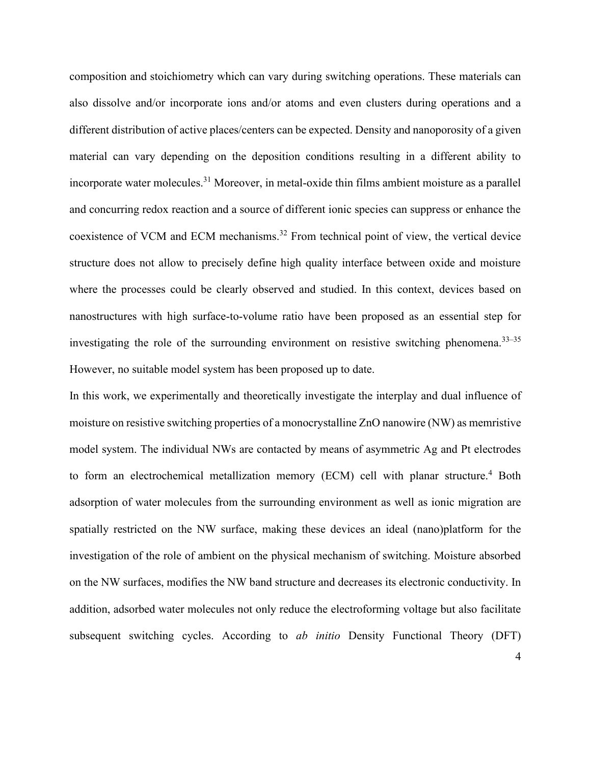composition and stoichiometry which can vary during switching operations. These materials can also dissolve and/or incorporate ions and/or atoms and even clusters during operations and a different distribution of active places/centers can be expected. Density and nanoporosity of a given material can vary depending on the deposition conditions resulting in a different ability to incorporate water molecules.[31] Moreover, in metal-oxide thin films ambient moisture as a parallel and concurring redox reaction and a source of different ionic species can suppress or enhance the coexistence of VCM and ECM mechanisms.[32] From technical point of view, the vertical device structure does not allow to precisely define high quality interface between oxide and moisture where the processes could be clearly observed and studied. In this context, devices based on nanostructures with high surface-to-volume ratio have been proposed as an essential step for investigating the role of the surrounding environment on resistive switching phenomena.[33–35] However, no suitable model system has been proposed up to date.

In this work, we experimentally and theoretically investigate the interplay and dual influence of moisture on resistive switching properties of a monocrystalline ZnO nanowire (NW) as memristive model system. The individual NWs are contacted by means of asymmetric Ag and Pt electrodes to form an electrochemical metallization memory (ECM) cell with planar structure.[4] Both adsorption of water molecules from the surrounding environment as well as ionic migration are spatially restricted on the NW surface, making these devices an ideal (nano)platform for the investigation of the role of ambient on the physical mechanism of switching. Moisture absorbed on the NW surfaces, modifies the NW band structure and decreases its electronic conductivity. In addition, adsorbed water molecules not only reduce the electroforming voltage but also facilitate subsequent switching cycles. According to *ab initio* Density Functional Theory (DFT)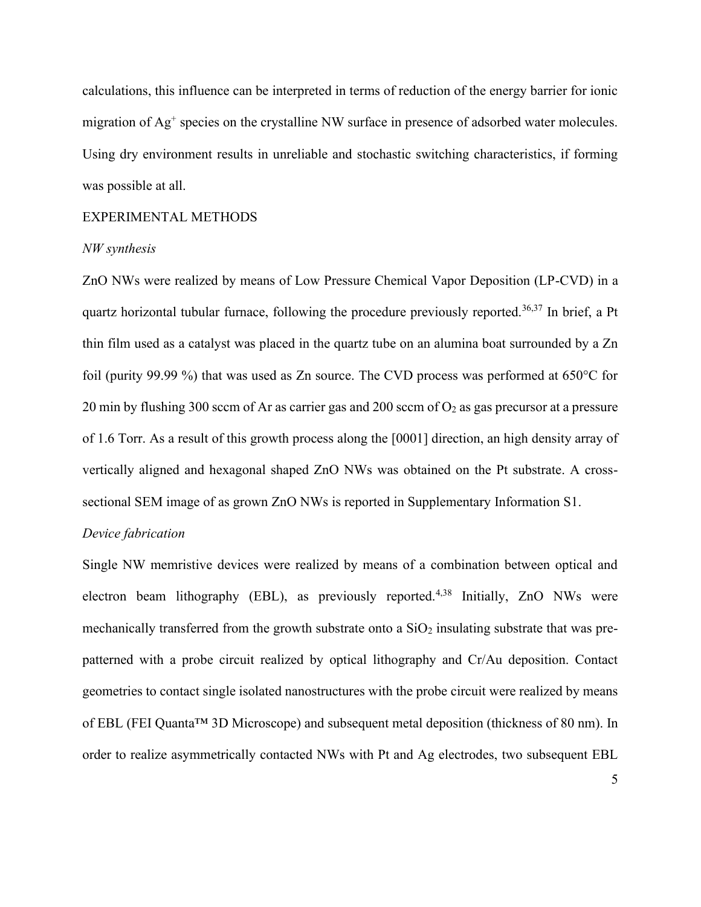calculations, this influence can be interpreted in terms of reduction of the energy barrier for ionic migration of $Ag^+$ species on the crystalline NW surface in presence of adsorbed water molecules. Using dry environment results in unreliable and stochastic switching characteristics, if forming was possible at all.

## EXPERIMENTAL METHODS

### *NW synthesis*

ZnO NWs were realized by means of Low Pressure Chemical Vapor Deposition (LP-CVD) in a quartz horizontal tubular furnace, following the procedure previously reported.[36,37] In brief, a Pt thin film used as a catalyst was placed in the quartz tube on an alumina boat surrounded by a Zn foil (purity 99.99 %) that was used as Zn source. The CVD process was performed at 650°C for 20 min by flushing 300 sccm of Ar as carrier gas and 200 sccm of $O_2$ as gas precursor at a pressure of 1.6 Torr. As a result of this growth process along the [0001] direction, an high density array of vertically aligned and hexagonal shaped ZnO NWs was obtained on the Pt substrate. A cross-sectional SEM image of as grown ZnO NWs is reported in Supplementary Information S1.

### *Device fabrication*

Single NW memristive devices were realized by means of a combination between optical and electron beam lithography (EBL), as previously reported.[4,38] Initially, ZnO NWs were mechanically transferred from the growth substrate onto a $SiO_2$ insulating substrate that was pre-patterned with a probe circuit realized by optical lithography and Cr/Au deposition. Contact geometries to contact single isolated nanostructures with the probe circuit were realized by means of EBL (FEI Quanta™ 3D Microscope) and subsequent metal deposition (thickness of 80 nm). In order to realize asymmetrically contacted NWs with Pt and Ag electrodes, two subsequent EBL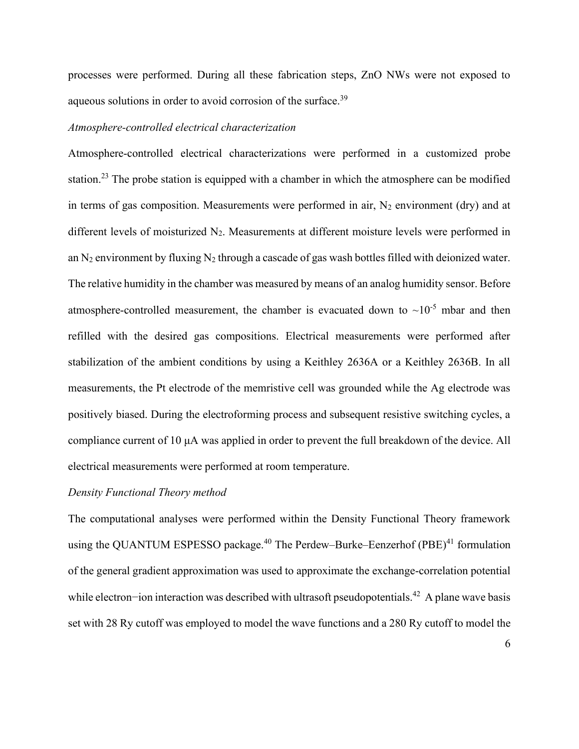processes were performed. During all these fabrication steps, ZnO NWs were not exposed to aqueous solutions in order to avoid corrosion of the surface.[39]

*Atmosphere-controlled electrical characterization*

Atmosphere-controlled electrical characterizations were performed in a customized probe station.[23] The probe station is equipped with a chamber in which the atmosphere can be modified in terms of gas composition. Measurements were performed in air, $N_2$ environment (dry) and at different levels of moisturized $N_2$. Measurements at different moisture levels were performed in an $N_2$ environment by fluxing $N_2$ through a cascade of gas wash bottles filled with deionized water. The relative humidity in the chamber was measured by means of an analog humidity sensor. Before atmosphere-controlled measurement, the chamber is evacuated down to $\sim 10^{-5}$ mbar and then refilled with the desired gas compositions. Electrical measurements were performed after stabilization of the ambient conditions by using a Keithley 2636A or a Keithley 2636B. In all measurements, the Pt electrode of the memristive cell was grounded while the Ag electrode was positively biased. During the electroforming process and subsequent resistive switching cycles, a compliance current of 10 μA was applied in order to prevent the full breakdown of the device. All electrical measurements were performed at room temperature.

*Density Functional Theory method*

The computational analyses were performed within the Density Functional Theory framework using the QUANTUM ESPESSO package.[40] The Perdew–Burke–Eenzerhof (PBE)[41] formulation of the general gradient approximation was used to approximate the exchange-correlation potential while electron−ion interaction was described with ultrasoft pseudopotentials.[42] A plane wave basis set with 28 Ry cutoff was employed to model the wave functions and a 280 Ry cutoff to model the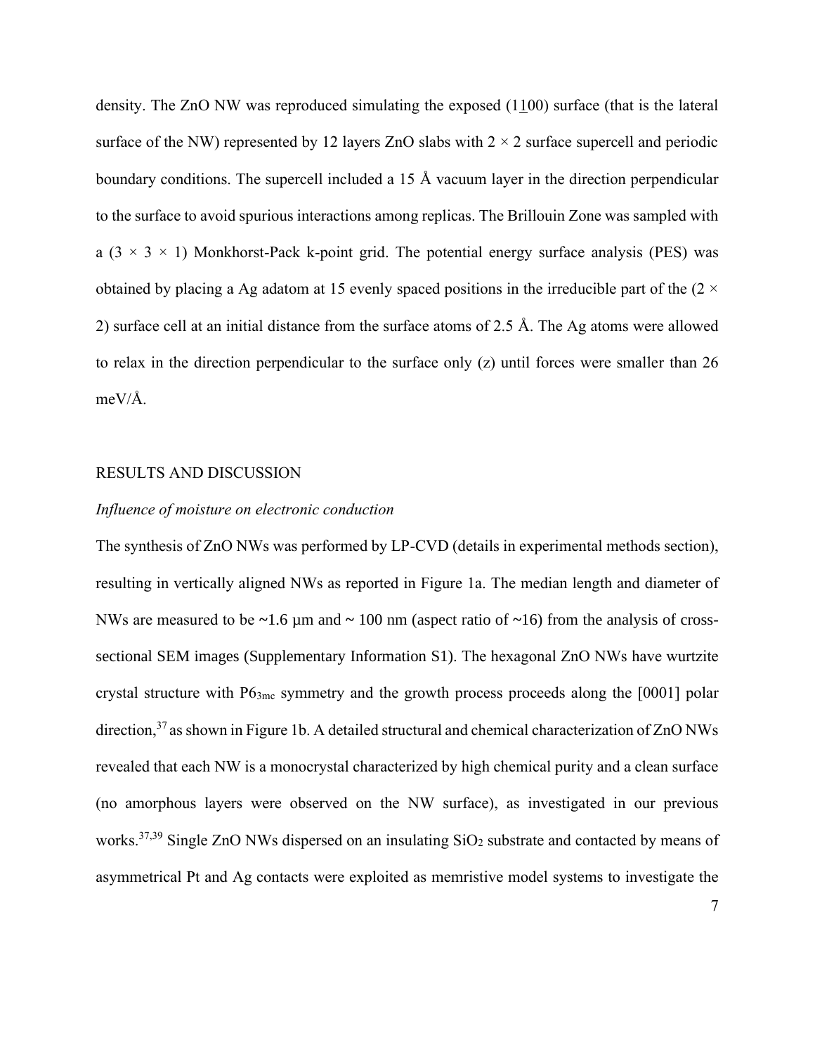density. The ZnO NW was reproduced simulating the exposed (1$\underline{1}$00) surface (that is the lateral surface of the NW) represented by 12 layers ZnO slabs with $2 \times 2$ surface supercell and periodic boundary conditions. The supercell included a 15 Å vacuum layer in the direction perpendicular to the surface to avoid spurious interactions among replicas. The Brillouin Zone was sampled with a $(3 \times 3 \times 1)$ Monkhorst-Pack k-point grid. The potential energy surface analysis (PES) was obtained by placing a Ag adatom at 15 evenly spaced positions in the irreducible part of the $(2 \times 2)$ surface cell at an initial distance from the surface atoms of 2.5 Å. The Ag atoms were allowed to relax in the direction perpendicular to the surface only (z) until forces were smaller than 26 meV/Å.

## RESULTS AND DISCUSSION

### *Influence of moisture on electronic conduction*

The synthesis of ZnO NWs was performed by LP-CVD (details in experimental methods section), resulting in vertically aligned NWs as reported in Figure 1a. The median length and diameter of NWs are measured to be ~1.6 µm and ~ 100 nm (aspect ratio of ~16) from the analysis of cross-sectional SEM images (Supplementary Information S1). The hexagonal ZnO NWs have wurtzite crystal structure with $P6_{3mc}$ symmetry and the growth process proceeds along the [0001] polar direction,[37] as shown in Figure 1b. A detailed structural and chemical characterization of ZnO NWs revealed that each NW is a monocrystal characterized by high chemical purity and a clean surface (no amorphous layers were observed on the NW surface), as investigated in our previous works.[37,39] Single ZnO NWs dispersed on an insulating $SiO_2$ substrate and contacted by means of asymmetrical Pt and Ag contacts were exploited as memristive model systems to investigate the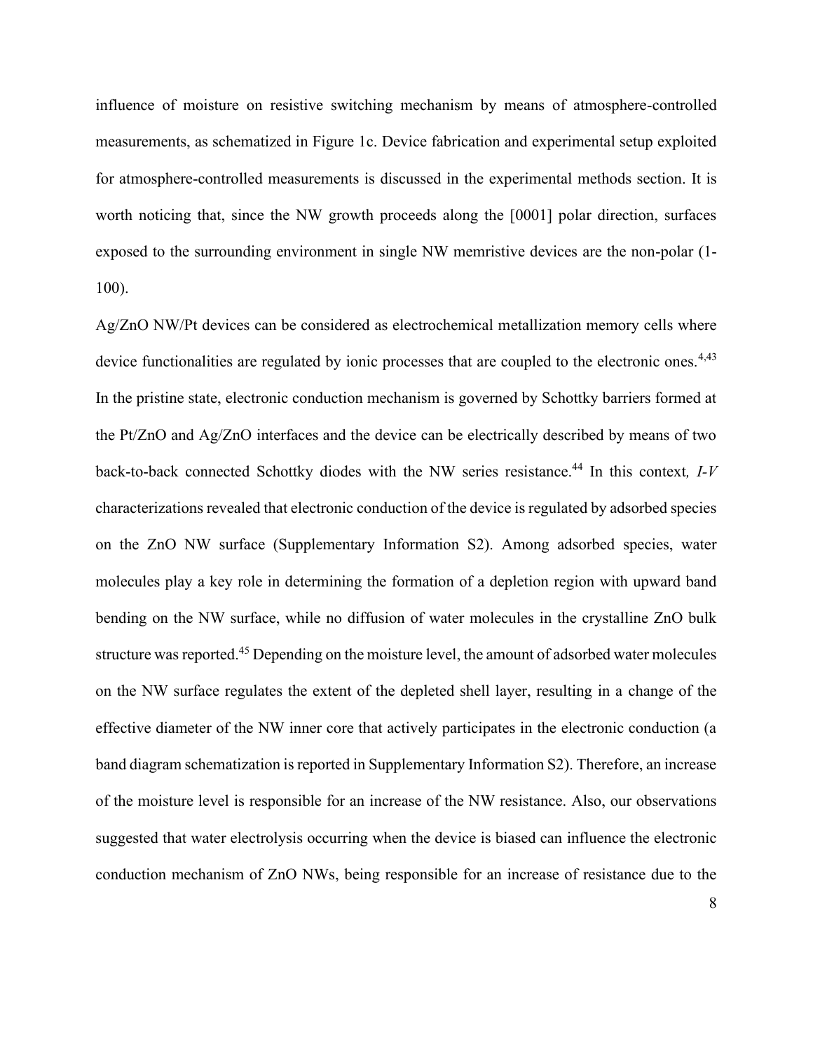influence of moisture on resistive switching mechanism by means of atmosphere-controlled measurements, as schematized in Figure 1c. Device fabrication and experimental setup exploited for atmosphere-controlled measurements is discussed in the experimental methods section. It is worth noticing that, since the NW growth proceeds along the [0001] polar direction, surfaces exposed to the surrounding environment in single NW memristive devices are the non-polar (1-100).

Ag/ZnO NW/Pt devices can be considered as electrochemical metallization memory cells where device functionalities are regulated by ionic processes that are coupled to the electronic ones.[4,43] In the pristine state, electronic conduction mechanism is governed by Schottky barriers formed at the Pt/ZnO and Ag/ZnO interfaces and the device can be electrically described by means of two back-to-back connected Schottky diodes with the NW series resistance.[44] In this context, *I-V* characterizations revealed that electronic conduction of the device is regulated by adsorbed species on the ZnO NW surface (Supplementary Information S2). Among adsorbed species, water molecules play a key role in determining the formation of a depletion region with upward band bending on the NW surface, while no diffusion of water molecules in the crystalline ZnO bulk structure was reported.[45] Depending on the moisture level, the amount of adsorbed water molecules on the NW surface regulates the extent of the depleted shell layer, resulting in a change of the effective diameter of the NW inner core that actively participates in the electronic conduction (a band diagram schematization is reported in Supplementary Information S2). Therefore, an increase of the moisture level is responsible for an increase of the NW resistance. Also, our observations suggested that water electrolysis occurring when the device is biased can influence the electronic conduction mechanism of ZnO NWs, being responsible for an increase of resistance due to the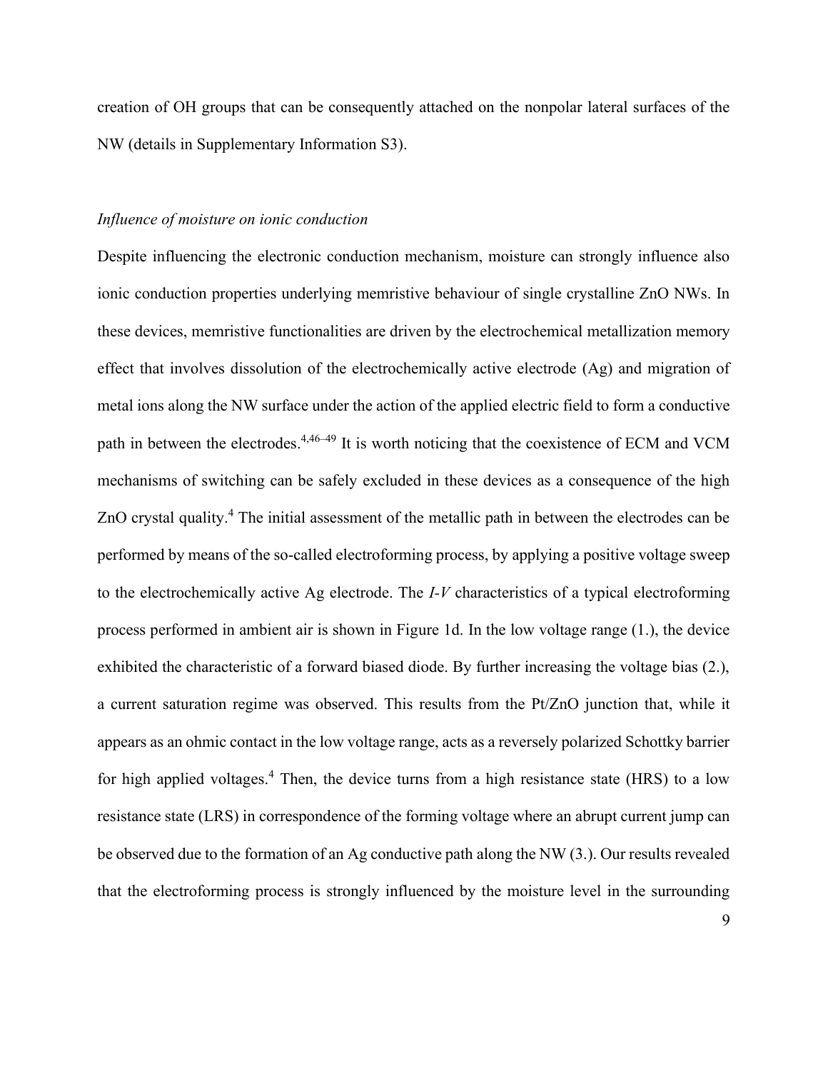creation of OH groups that can be consequently attached on the nonpolar lateral surfaces of the NW (details in Supplementary Information S3).

*Influence of moisture on ionic conduction*

Despite influencing the electronic conduction mechanism, moisture can strongly influence also ionic conduction properties underlying memristive behaviour of single crystalline ZnO NWs. In these devices, memristive functionalities are driven by the electrochemical metallization memory effect that involves dissolution of the electrochemically active electrode (Ag) and migration of metal ions along the NW surface under the action of the applied electric field to form a conductive path in between the electrodes.[4,46–49] It is worth noticing that the coexistence of ECM and VCM mechanisms of switching can be safely excluded in these devices as a consequence of the high ZnO crystal quality.[4] The initial assessment of the metallic path in between the electrodes can be performed by means of the so-called electroforming process, by applying a positive voltage sweep to the electrochemically active Ag electrode. The *I-V* characteristics of a typical electroforming process performed in ambient air is shown in Figure 1d. In the low voltage range (1.), the device exhibited the characteristic of a forward biased diode. By further increasing the voltage bias (2.), a current saturation regime was observed. This results from the Pt/ZnO junction that, while it appears as an ohmic contact in the low voltage range, acts as a reversely polarized Schottky barrier for high applied voltages.[4] Then, the device turns from a high resistance state (HRS) to a low resistance state (LRS) in correspondence of the forming voltage where an abrupt current jump can be observed due to the formation of an Ag conductive path along the NW (3.). Our results revealed that the electroforming process is strongly influenced by the moisture level in the surrounding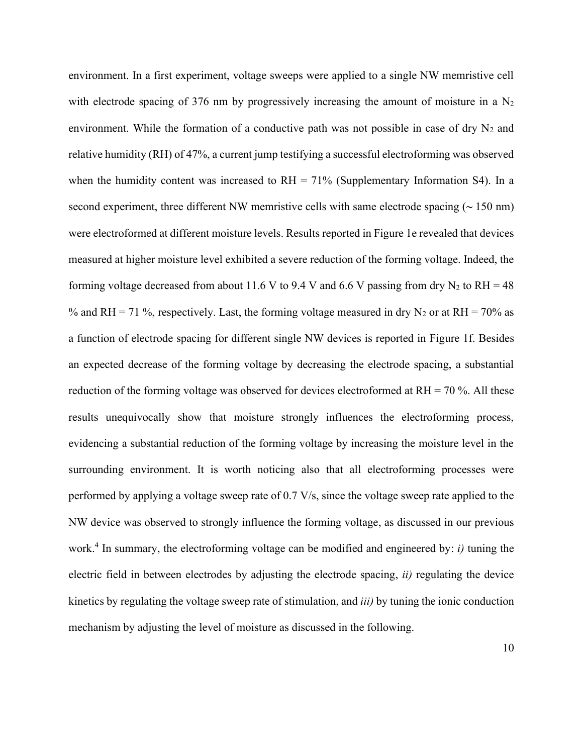environment. In a first experiment, voltage sweeps were applied to a single NW memristive cell with electrode spacing of 376 nm by progressively increasing the amount of moisture in a $N_2$ environment. While the formation of a conductive path was not possible in case of dry $N_2$ and relative humidity (RH) of 47%, a current jump testifying a successful electroforming was observed when the humidity content was increased to RH = 71% (Supplementary Information S4). In a second experiment, three different NW memristive cells with same electrode spacing (~ 150 nm) were electroformed at different moisture levels. Results reported in Figure 1e revealed that devices measured at higher moisture level exhibited a severe reduction of the forming voltage. Indeed, the forming voltage decreased from about 11.6 V to 9.4 V and 6.6 V passing from dry $N_2$ to RH = 48 % and RH = 71 %, respectively. Last, the forming voltage measured in dry $N_2$ or at RH = 70% as a function of electrode spacing for different single NW devices is reported in Figure 1f. Besides an expected decrease of the forming voltage by decreasing the electrode spacing, a substantial reduction of the forming voltage was observed for devices electroformed at RH = 70 %. All these results unequivocally show that moisture strongly influences the electroforming process, evidencing a substantial reduction of the forming voltage by increasing the moisture level in the surrounding environment. It is worth noticing also that all electroforming processes were performed by applying a voltage sweep rate of 0.7 V/s, since the voltage sweep rate applied to the NW device was observed to strongly influence the forming voltage, as discussed in our previous work.[4] In summary, the electroforming voltage can be modified and engineered by: *i)* tuning the electric field in between electrodes by adjusting the electrode spacing, *ii)* regulating the device kinetics by regulating the voltage sweep rate of stimulation, and *iii)* by tuning the ionic conduction mechanism by adjusting the level of moisture as discussed in the following.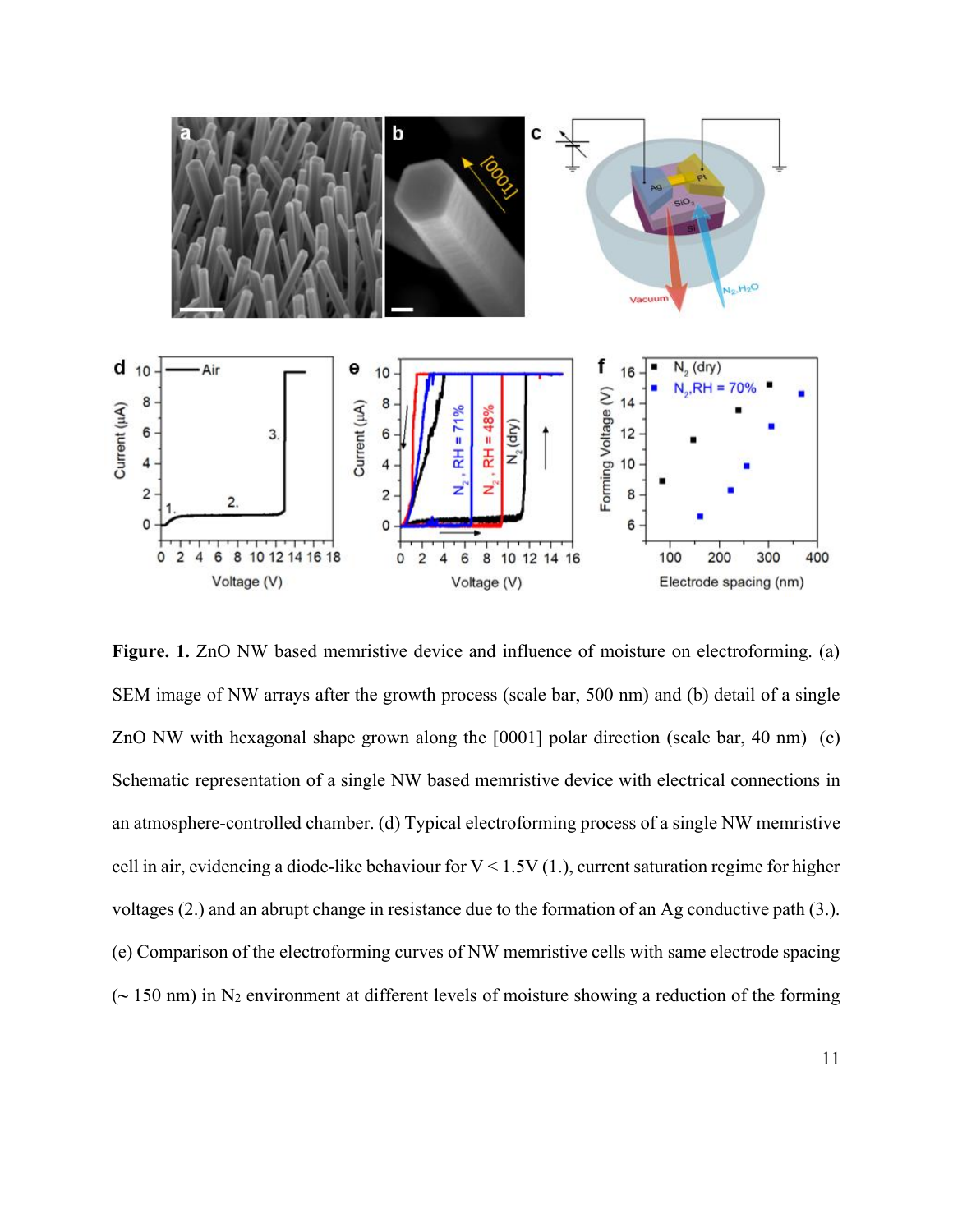**Figure. 1.** ZnO NW based memristive device and influence of moisture on electroforming. (a) SEM image of NW arrays after the growth process (scale bar, 500 nm) and (b) detail of a single ZnO NW with hexagonal shape grown along the [0001] polar direction (scale bar, 40 nm) (c) Schematic representation of a single NW based memristive device with electrical connections in an atmosphere-controlled chamber. (d) Typical electroforming process of a single NW memristive cell in air, evidencing a diode-like behaviour for V < 1.5V (1.), current saturation regime for higher voltages (2.) and an abrupt change in resistance due to the formation of an Ag conductive path (3.). (e) Comparison of the electroforming curves of NW memristive cells with same electrode spacing (~ 150 nm) in $N_2$ environment at different levels of moisture showing a reduction of the forming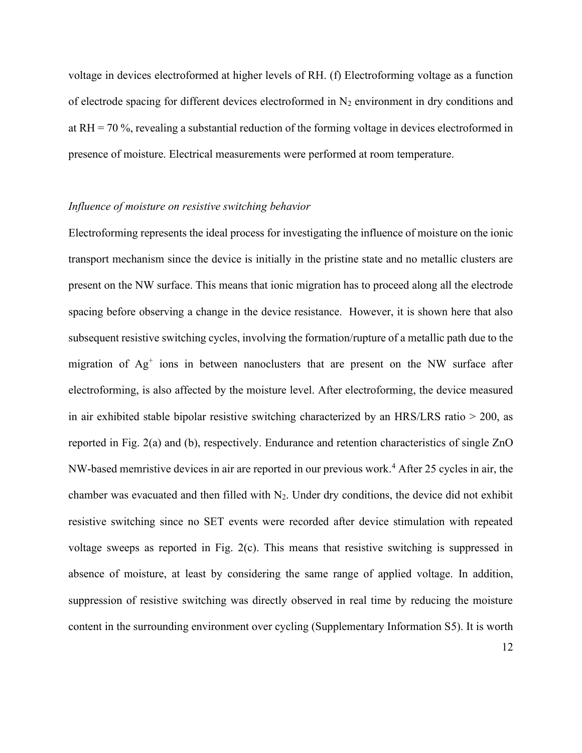voltage in devices electroformed at higher levels of RH. (f) Electroforming voltage as a function of electrode spacing for different devices electroformed in $N_2$ environment in dry conditions and at RH = 70 %, revealing a substantial reduction of the forming voltage in devices electroformed in presence of moisture. Electrical measurements were performed at room temperature.

*Influence of moisture on resistive switching behavior*

Electroforming represents the ideal process for investigating the influence of moisture on the ionic transport mechanism since the device is initially in the pristine state and no metallic clusters are present on the NW surface. This means that ionic migration has to proceed along all the electrode spacing before observing a change in the device resistance. However, it is shown here that also subsequent resistive switching cycles, involving the formation/rupture of a metallic path due to the migration of $Ag^+$ ions in between nanoclusters that are present on the NW surface after electroforming, is also affected by the moisture level. After electroforming, the device measured in air exhibited stable bipolar resistive switching characterized by an HRS/LRS ratio > 200, as reported in Fig. 2(a) and (b), respectively. Endurance and retention characteristics of single ZnO NW-based memristive devices in air are reported in our previous work.[4] After 25 cycles in air, the chamber was evacuated and then filled with $N_2$. Under dry conditions, the device did not exhibit resistive switching since no SET events were recorded after device stimulation with repeated voltage sweeps as reported in Fig. 2(c). This means that resistive switching is suppressed in absence of moisture, at least by considering the same range of applied voltage. In addition, suppression of resistive switching was directly observed in real time by reducing the moisture content in the surrounding environment over cycling (Supplementary Information S5). It is worth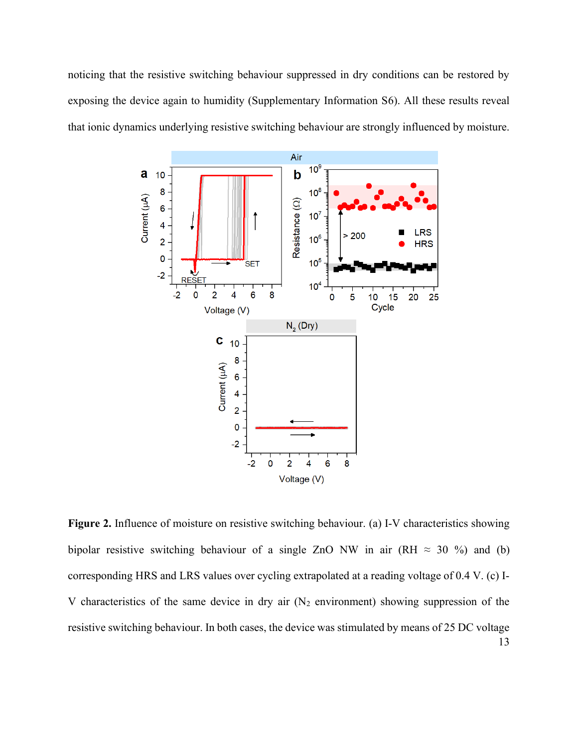noticing that the resistive switching behaviour suppressed in dry conditions can be restored by exposing the device again to humidity (Supplementary Information S6). All these results reveal that ionic dynamics underlying resistive switching behaviour are strongly influenced by moisture.

**Figure 2.** Influence of moisture on resistive switching behaviour. (a) I-V characteristics showing bipolar resistive switching behaviour of a single ZnO NW in air (RH ≈ 30 %) and (b) corresponding HRS and LRS values over cycling extrapolated at a reading voltage of 0.4 V. (c) I-V characteristics of the same device in dry air ($N_2$ environment) showing suppression of the resistive switching behaviour. In both cases, the device was stimulated by means of 25 DC voltage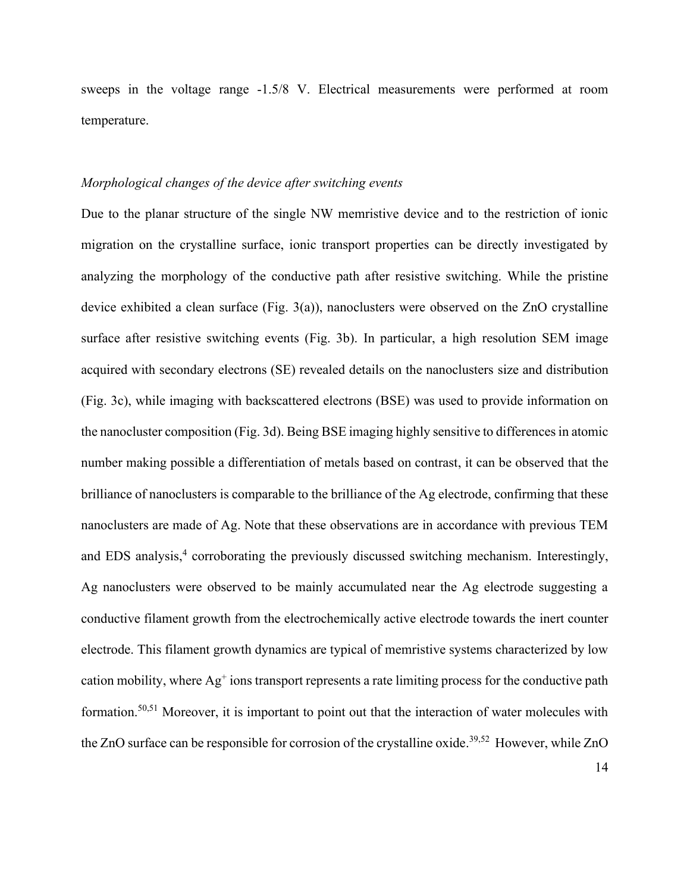sweeps in the voltage range -1.5/8 V. Electrical measurements were performed at room temperature.

*Morphological changes of the device after switching events*

Due to the planar structure of the single NW memristive device and to the restriction of ionic migration on the crystalline surface, ionic transport properties can be directly investigated by analyzing the morphology of the conductive path after resistive switching. While the pristine device exhibited a clean surface (Fig. 3(a)), nanoclusters were observed on the ZnO crystalline surface after resistive switching events (Fig. 3b). In particular, a high resolution SEM image acquired with secondary electrons (SE) revealed details on the nanoclusters size and distribution (Fig. 3c), while imaging with backscattered electrons (BSE) was used to provide information on the nanocluster composition (Fig. 3d). Being BSE imaging highly sensitive to differences in atomic number making possible a differentiation of metals based on contrast, it can be observed that the brilliance of nanoclusters is comparable to the brilliance of the Ag electrode, confirming that these nanoclusters are made of Ag. Note that these observations are in accordance with previous TEM and EDS analysis,[4] corroborating the previously discussed switching mechanism. Interestingly, Ag nanoclusters were observed to be mainly accumulated near the Ag electrode suggesting a conductive filament growth from the electrochemically active electrode towards the inert counter electrode. This filament growth dynamics are typical of memristive systems characterized by low cation mobility, where $Ag^{+}$ ions transport represents a rate limiting process for the conductive path formation.[50,51] Moreover, it is important to point out that the interaction of water molecules with the ZnO surface can be responsible for corrosion of the crystalline oxide.[39,52] However, while ZnO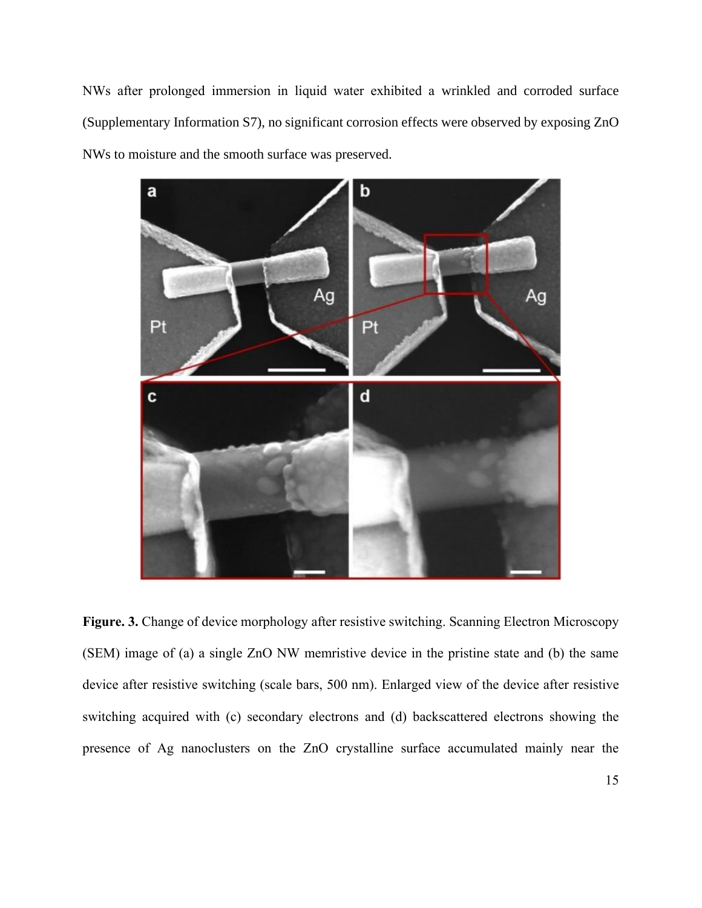NWs after prolonged immersion in liquid water exhibited a wrinkled and corroded surface (Supplementary Information S7), no significant corrosion effects were observed by exposing ZnO NWs to moisture and the smooth surface was preserved.

**Figure. 3.** Change of device morphology after resistive switching. Scanning Electron Microscopy (SEM) image of (a) a single ZnO NW memristive device in the pristine state and (b) the same device after resistive switching (scale bars, 500 nm). Enlarged view of the device after resistive switching acquired with (c) secondary electrons and (d) backscattered electrons showing the presence of Ag nanoclusters on the ZnO crystalline surface accumulated mainly near the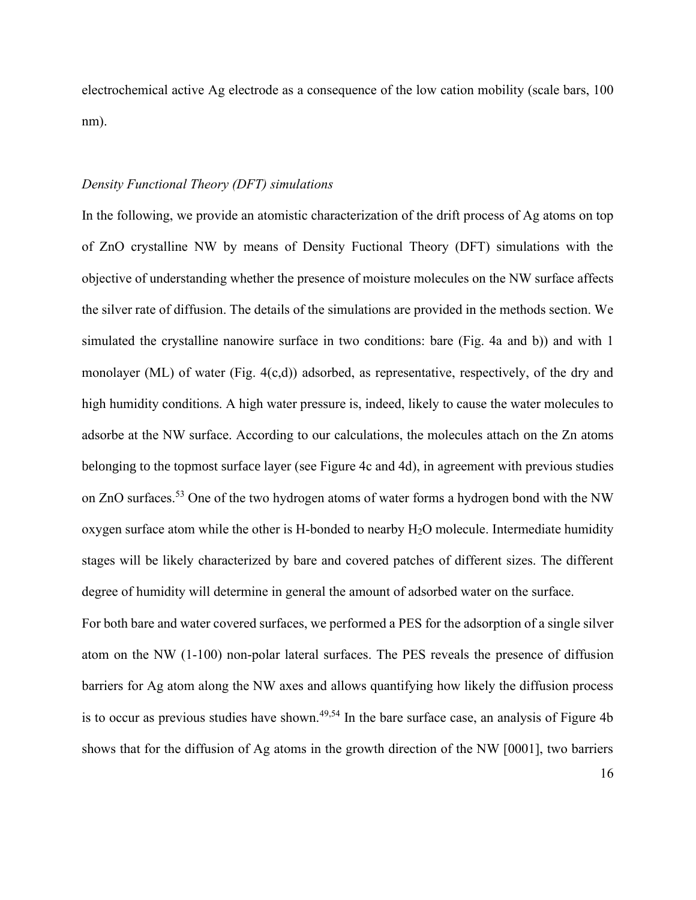electrochemical active Ag electrode as a consequence of the low cation mobility (scale bars, 100 nm).

*Density Functional Theory (DFT) simulations*

In the following, we provide an atomistic characterization of the drift process of Ag atoms on top of ZnO crystalline NW by means of Density Fuctional Theory (DFT) simulations with the objective of understanding whether the presence of moisture molecules on the NW surface affects the silver rate of diffusion. The details of the simulations are provided in the methods section. We simulated the crystalline nanowire surface in two conditions: bare (Fig. 4a and b)) and with 1 monolayer (ML) of water (Fig. 4(c,d)) adsorbed, as representative, respectively, of the dry and high humidity conditions. A high water pressure is, indeed, likely to cause the water molecules to adsorbe at the NW surface. According to our calculations, the molecules attach on the Zn atoms belonging to the topmost surface layer (see Figure 4c and 4d), in agreement with previous studies on ZnO surfaces.[53] One of the two hydrogen atoms of water forms a hydrogen bond with the NW oxygen surface atom while the other is H-bonded to nearby $H_2O$ molecule. Intermediate humidity stages will be likely characterized by bare and covered patches of different sizes. The different degree of humidity will determine in general the amount of adsorbed water on the surface.

For both bare and water covered surfaces, we performed a PES for the adsorption of a single silver atom on the NW (1-100) non-polar lateral surfaces. The PES reveals the presence of diffusion barriers for Ag atom along the NW axes and allows quantifying how likely the diffusion process is to occur as previous studies have shown.[49,54] In the bare surface case, an analysis of Figure 4b shows that for the diffusion of Ag atoms in the growth direction of the NW [0001], two barriers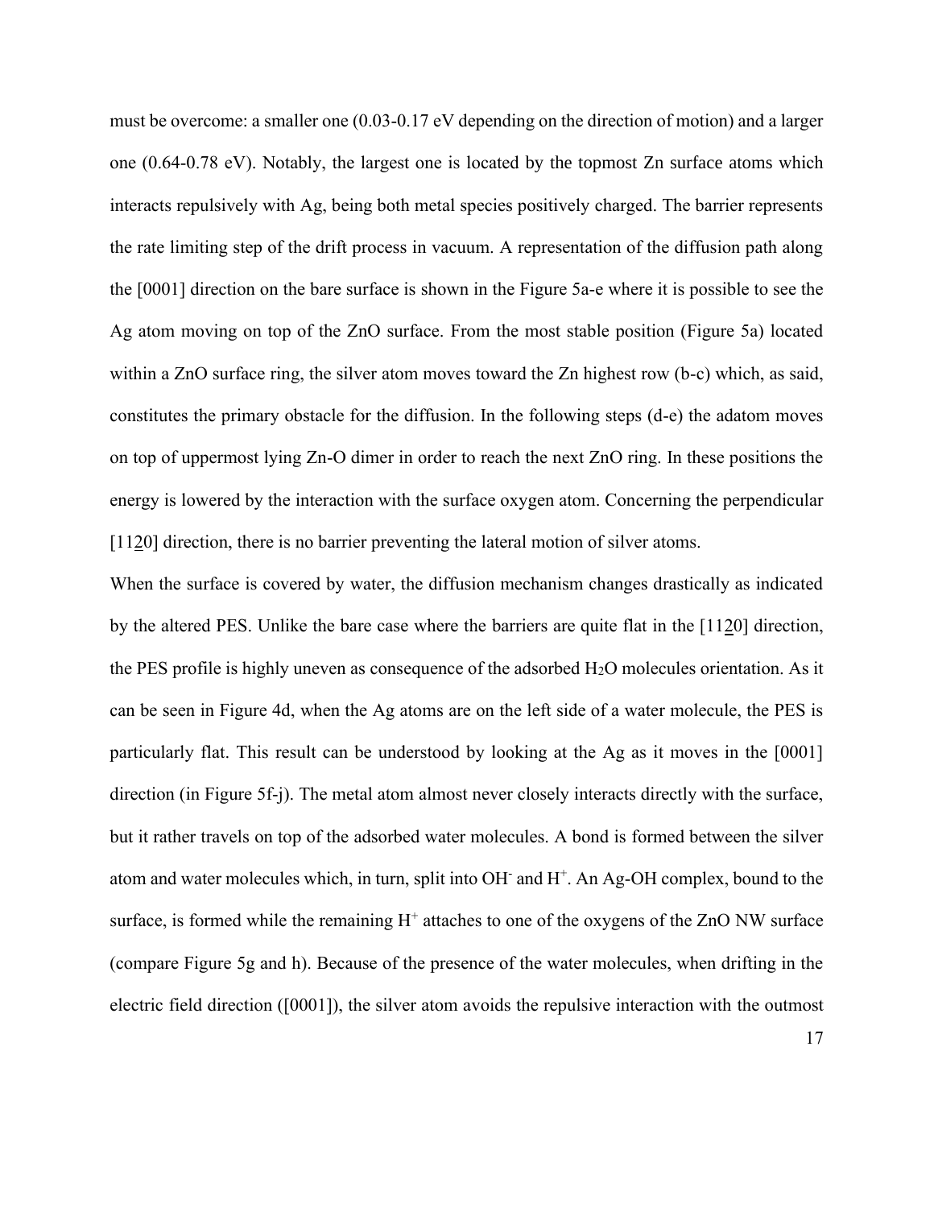must be overcome: a smaller one (0.03-0.17 eV depending on the direction of motion) and a larger one (0.64-0.78 eV). Notably, the largest one is located by the topmost Zn surface atoms which interacts repulsively with Ag, being both metal species positively charged. The barrier represents the rate limiting step of the drift process in vacuum. A representation of the diffusion path along the [0001] direction on the bare surface is shown in the Figure 5a-e where it is possible to see the Ag atom moving on top of the ZnO surface. From the most stable position (Figure 5a) located within a ZnO surface ring, the silver atom moves toward the Zn highest row (b-c) which, as said, constitutes the primary obstacle for the diffusion. In the following steps (d-e) the adatom moves on top of uppermost lying Zn-O dimer in order to reach the next ZnO ring. In these positions the energy is lowered by the interaction with the surface oxygen atom. Concerning the perpendicular [11$\underline{2}$0] direction, there is no barrier preventing the lateral motion of silver atoms.

When the surface is covered by water, the diffusion mechanism changes drastically as indicated by the altered PES. Unlike the bare case where the barriers are quite flat in the [11$\underline{2}$0] direction, the PES profile is highly uneven as consequence of the adsorbed $H_2O$ molecules orientation. As it can be seen in Figure 4d, when the Ag atoms are on the left side of a water molecule, the PES is particularly flat. This result can be understood by looking at the Ag as it moves in the [0001] direction (in Figure 5f-j). The metal atom almost never closely interacts directly with the surface, but it rather travels on top of the adsorbed water molecules. A bond is formed between the silver atom and water molecules which, in turn, split into $OH^-$ and $H^+$. An Ag-OH complex, bound to the surface, is formed while the remaining $H^+$ attaches to one of the oxygens of the ZnO NW surface (compare Figure 5g and h). Because of the presence of the water molecules, when drifting in the electric field direction ([0001]), the silver atom avoids the repulsive interaction with the outmost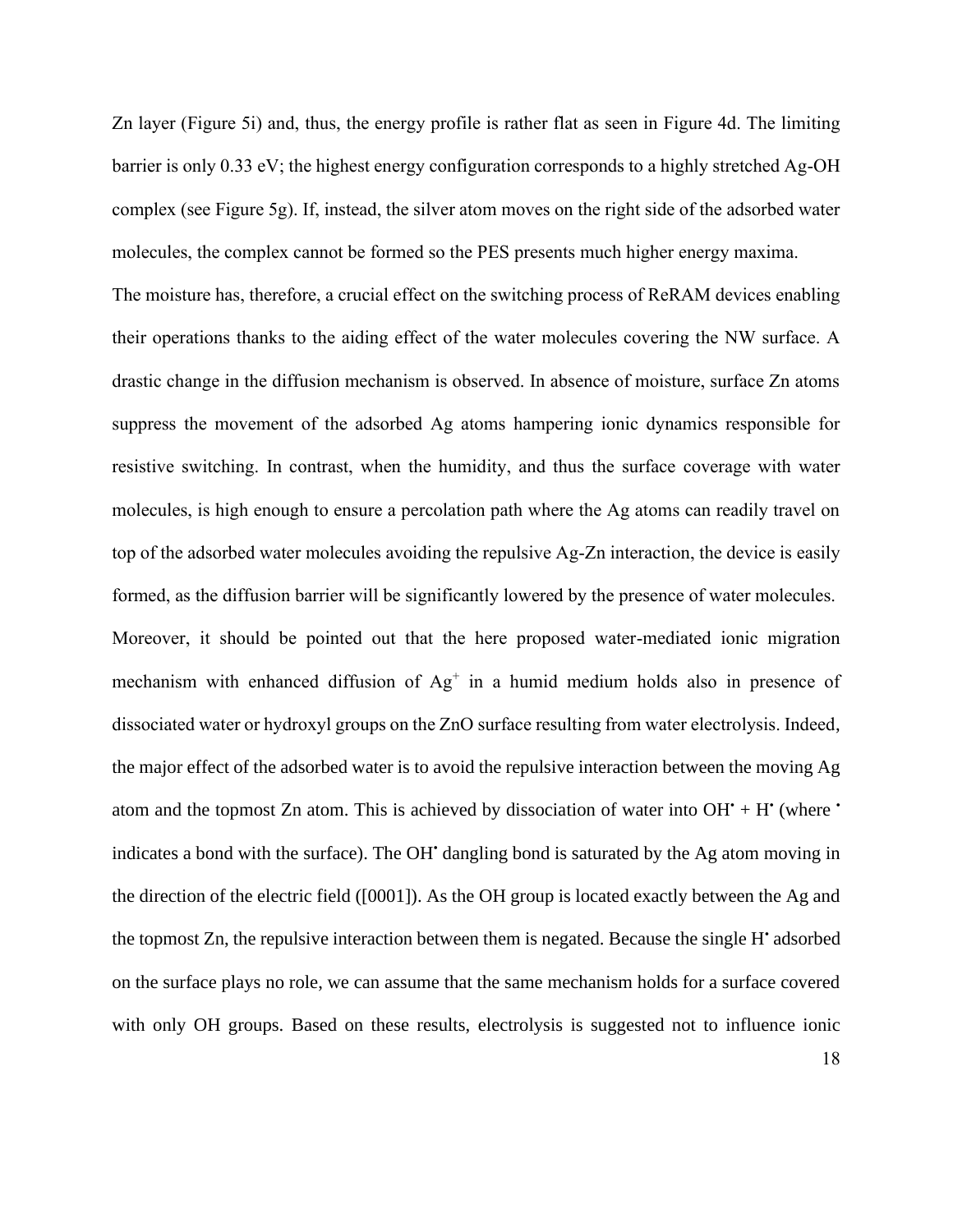Zn layer (Figure 5i) and, thus, the energy profile is rather flat as seen in Figure 4d. The limiting barrier is only 0.33 eV; the highest energy configuration corresponds to a highly stretched Ag-OH complex (see Figure 5g). If, instead, the silver atom moves on the right side of the adsorbed water molecules, the complex cannot be formed so the PES presents much higher energy maxima.

The moisture has, therefore, a crucial effect on the switching process of ReRAM devices enabling their operations thanks to the aiding effect of the water molecules covering the NW surface. A drastic change in the diffusion mechanism is observed. In absence of moisture, surface Zn atoms suppress the movement of the adsorbed Ag atoms hampering ionic dynamics responsible for resistive switching. In contrast, when the humidity, and thus the surface coverage with water molecules, is high enough to ensure a percolation path where the Ag atoms can readily travel on top of the adsorbed water molecules avoiding the repulsive Ag-Zn interaction, the device is easily formed, as the diffusion barrier will be significantly lowered by the presence of water molecules.

Moreover, it should be pointed out that the here proposed water-mediated ionic migration mechanism with enhanced diffusion of $Ag^{+}$ in a humid medium holds also in presence of dissociated water or hydroxyl groups on the ZnO surface resulting from water electrolysis. Indeed, the major effect of the adsorbed water is to avoid the repulsive interaction between the moving Ag atom and the topmost Zn atom. This is achieved by dissociation of water into $OH^{\bullet}$ + $H^{\bullet}$ (where $^{\bullet}$ indicates a bond with the surface). The $OH^{\bullet}$ dangling bond is saturated by the Ag atom moving in the direction of the electric field ([0001]). As the OH group is located exactly between the Ag and the topmost Zn, the repulsive interaction between them is negated. Because the single $H^{\bullet}$ adsorbed on the surface plays no role, we can assume that the same mechanism holds for a surface covered with only OH groups. Based on these results, electrolysis is suggested not to influence ionic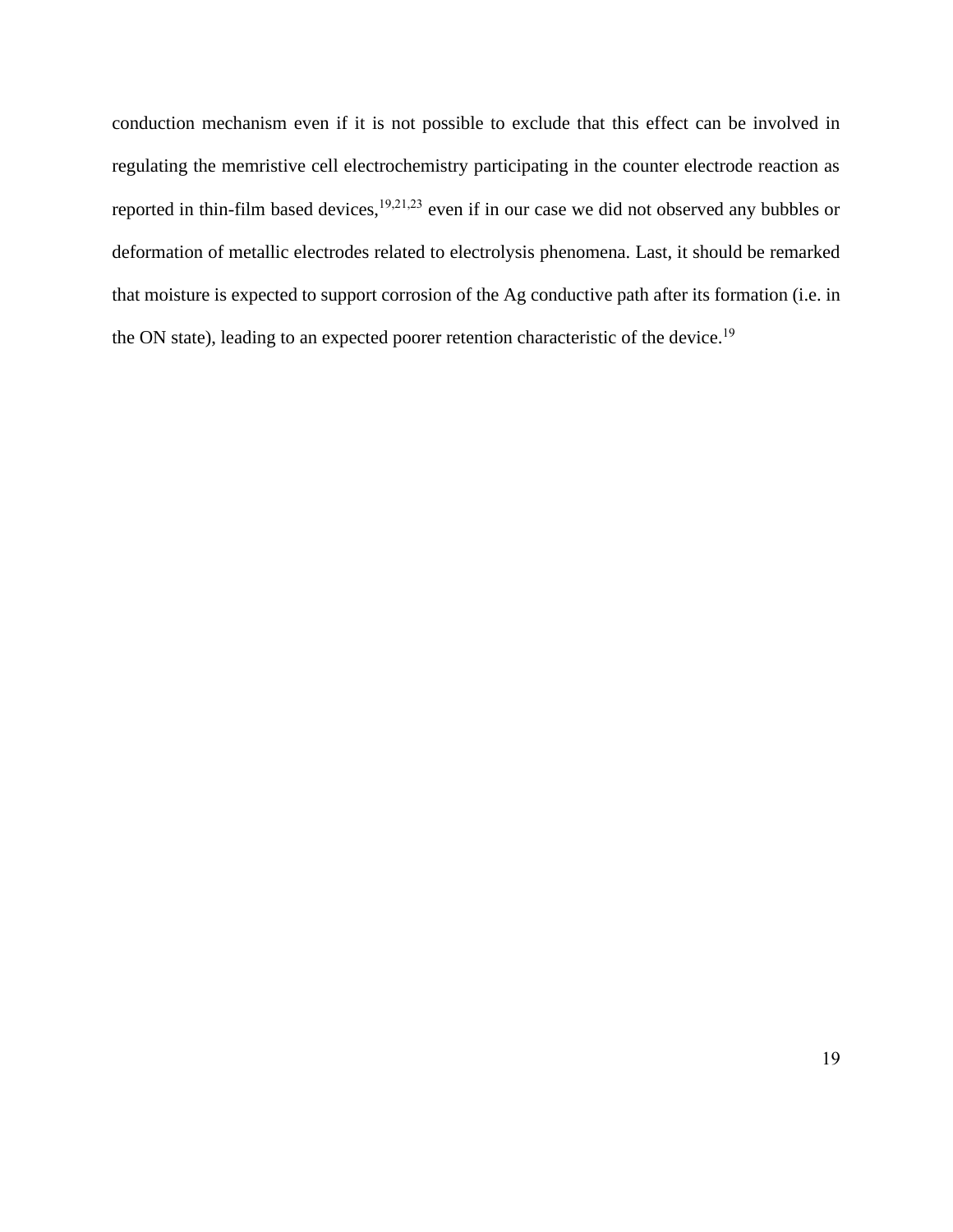conduction mechanism even if it is not possible to exclude that this effect can be involved in regulating the memristive cell electrochemistry participating in the counter electrode reaction as reported in thin-film based devices,[19,21,23] even if in our case we did not observed any bubbles or deformation of metallic electrodes related to electrolysis phenomena. Last, it should be remarked that moisture is expected to support corrosion of the Ag conductive path after its formation (i.e. in the ON state), leading to an expected poorer retention characteristic of the device.[19]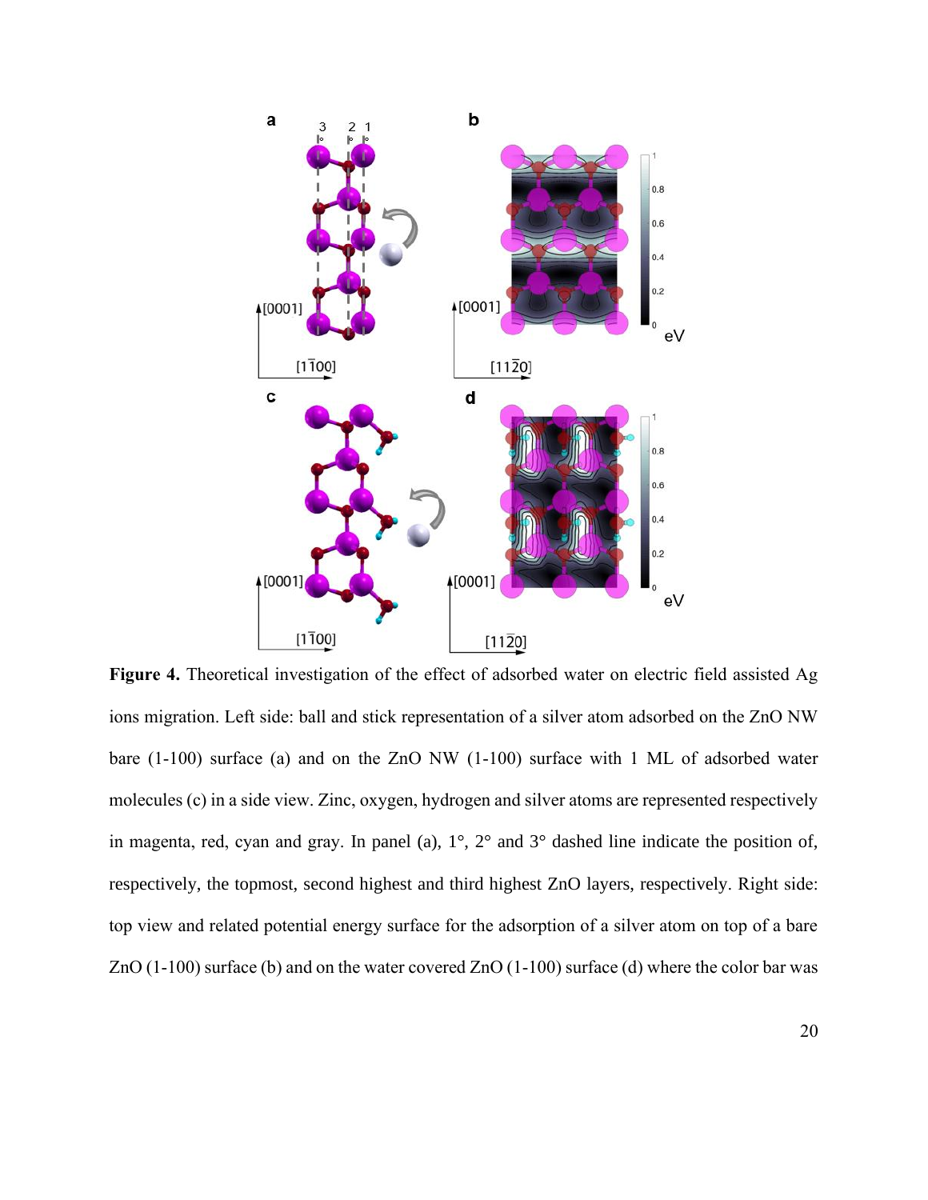**Figure 4.** Theoretical investigation of the effect of adsorbed water on electric field assisted Ag ions migration. Left side: ball and stick representation of a silver atom adsorbed on the ZnO NW bare (1-100) surface (a) and on the ZnO NW (1-100) surface with 1 ML of adsorbed water molecules (c) in a side view. Zinc, oxygen, hydrogen and silver atoms are represented respectively in magenta, red, cyan and gray. In panel (a), 1°, 2° and 3° dashed line indicate the position of, respectively, the topmost, second highest and third highest ZnO layers, respectively. Right side: top view and related potential energy surface for the adsorption of a silver atom on top of a bare ZnO (1-100) surface (b) and on the water covered ZnO (1-100) surface (d) where the color bar was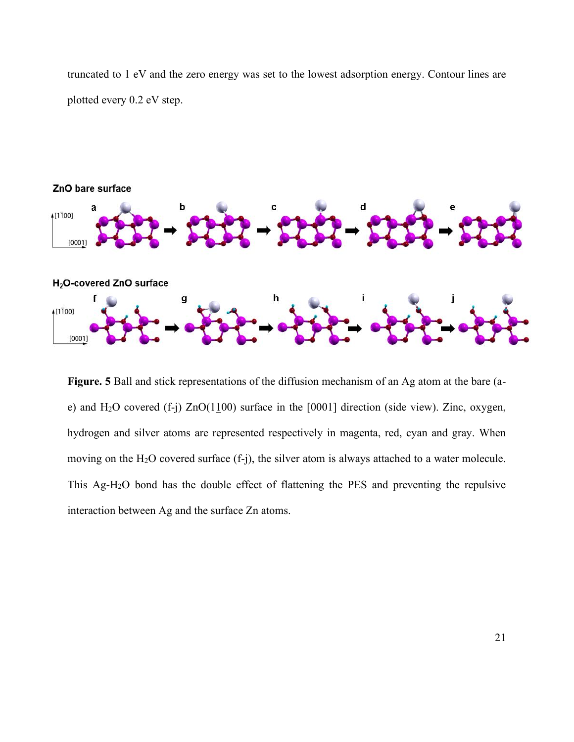truncated to 1 eV and the zero energy was set to the lowest adsorption energy. Contour lines are plotted every 0.2 eV step.

**Figure. 5** Ball and stick representations of the diffusion mechanism of an Ag atom at the bare (a-e) and $H_2O$ covered (f-j) ZnO(1$\underline{1}$00) surface in the [0001] direction (side view). Zinc, oxygen, hydrogen and silver atoms are represented respectively in magenta, red, cyan and gray. When moving on the $H_2O$ covered surface (f-j), the silver atom is always attached to a water molecule. This Ag-$H_2O$ bond has the double effect of flattening the PES and preventing the repulsive interaction between Ag and the surface Zn atoms.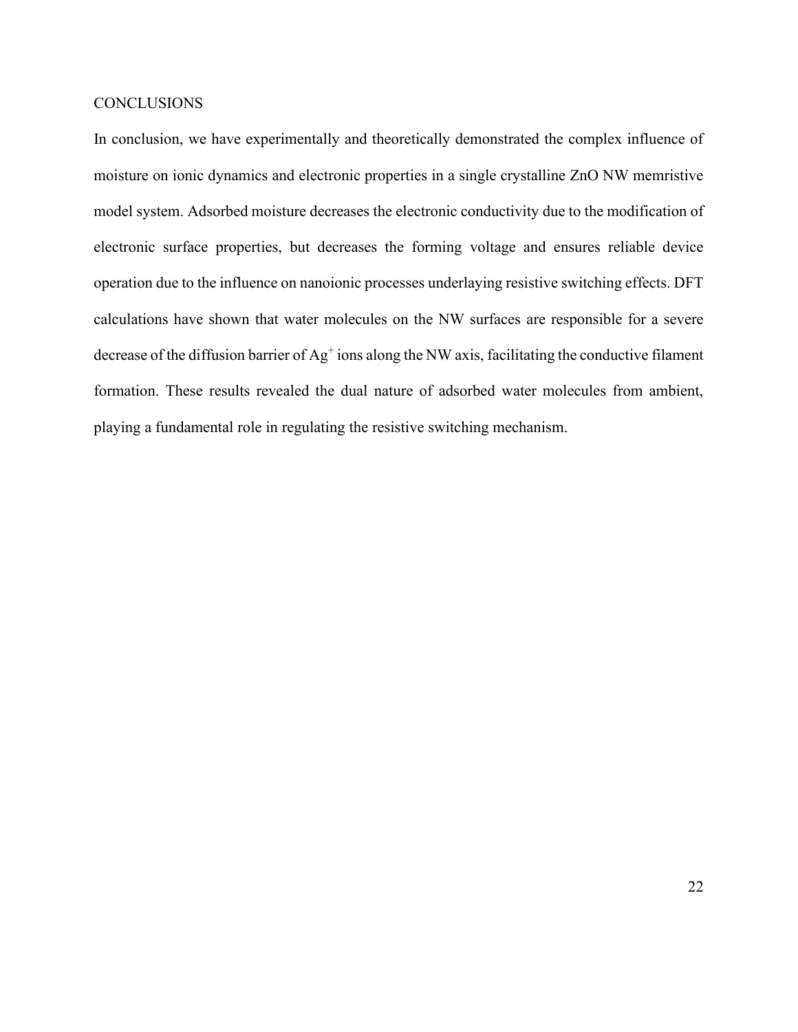## CONCLUSIONS

In conclusion, we have experimentally and theoretically demonstrated the complex influence of moisture on ionic dynamics and electronic properties in a single crystalline ZnO NW memristive model system. Adsorbed moisture decreases the electronic conductivity due to the modification of electronic surface properties, but decreases the forming voltage and ensures reliable device operation due to the influence on nanoionic processes underlaying resistive switching effects. DFT calculations have shown that water molecules on the NW surfaces are responsible for a severe decrease of the diffusion barrier of $Ag^{+}$ ions along the NW axis, facilitating the conductive filament formation. These results revealed the dual nature of adsorbed water molecules from ambient, playing a fundamental role in regulating the resistive switching mechanism.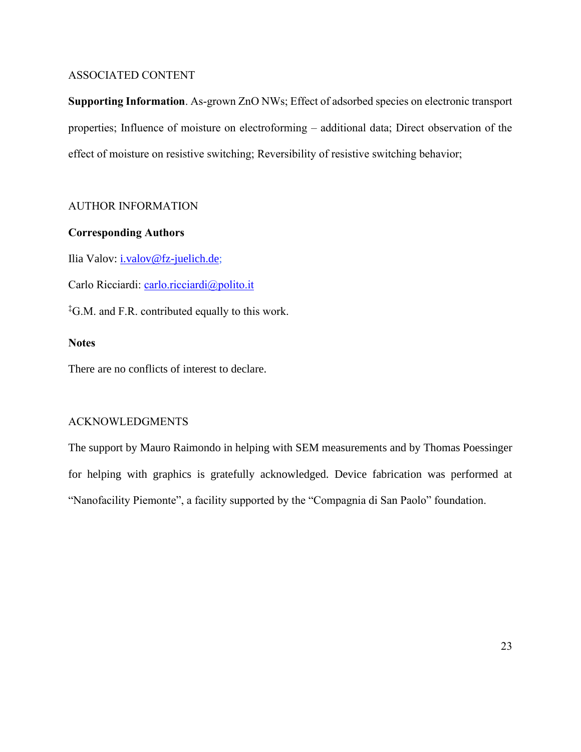## ASSOCIATED CONTENT

**Supporting Information**. As-grown ZnO NWs; Effect of adsorbed species on electronic transport properties; Influence of moisture on electroforming – additional data; Direct observation of the effect of moisture on resistive switching; Reversibility of resistive switching behavior;

## AUTHOR INFORMATION

**Corresponding Authors**

Ilia Valov: i.valov@fz-juelich.de;

Carlo Ricciardi: carlo.ricciardi@polito.it

‡G.M. and F.R. contributed equally to this work.

**Notes**

There are no conflicts of interest to declare.

## ACKNOWLEDGMENTS

The support by Mauro Raimondo in helping with SEM measurements and by Thomas Poessinger for helping with graphics is gratefully acknowledged. Device fabrication was performed at "Nanofacility Piemonte", a facility supported by the "Compagnia di San Paolo" foundation.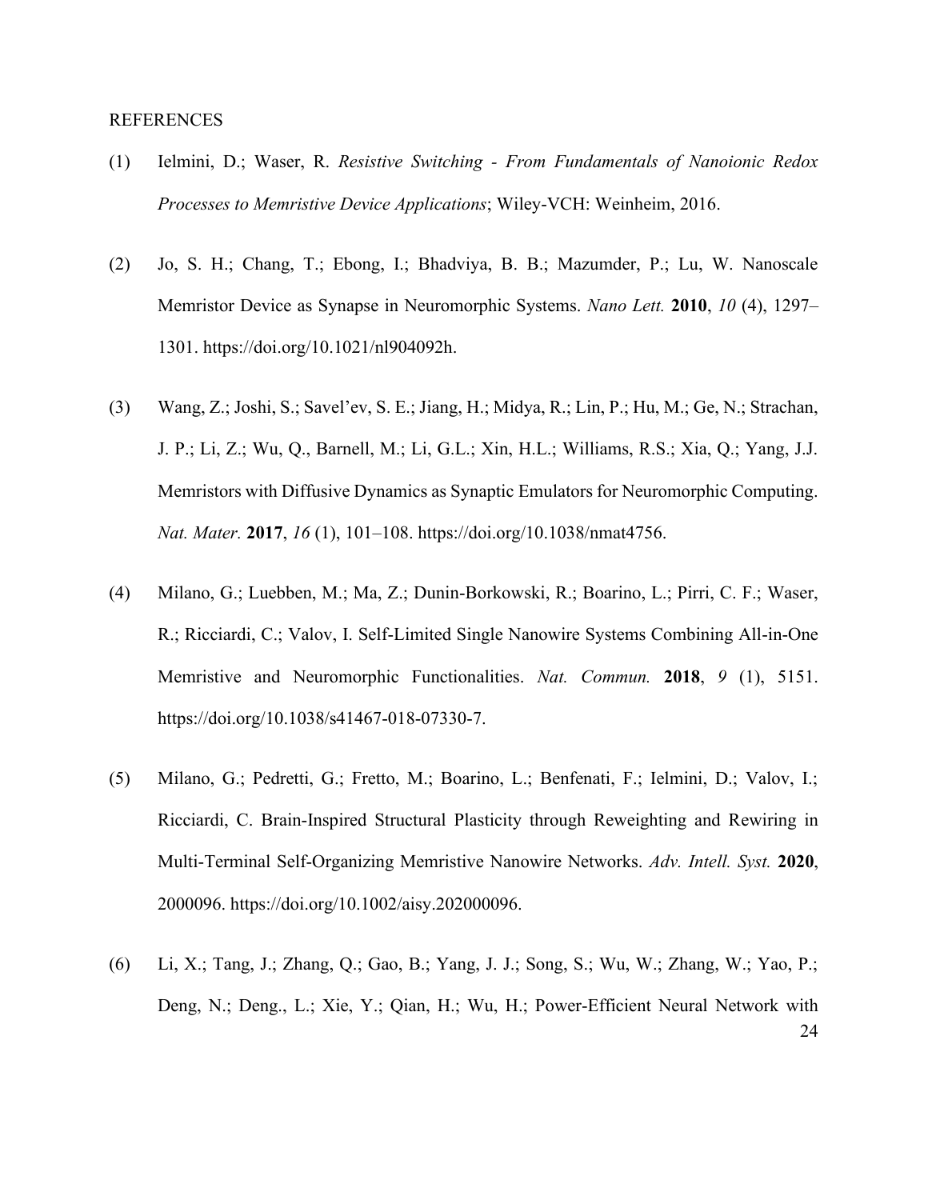REFERENCES

(1) Ielmini, D.; Waser, R. *Resistive Switching - From Fundamentals of Nanoionic Redox Processes to Memristive Device Applications*; Wiley-VCH: Weinheim, 2016.

(2) Jo, S. H.; Chang, T.; Ebong, I.; Bhadviya, B. B.; Mazumder, P.; Lu, W. Nanoscale Memristor Device as Synapse in Neuromorphic Systems. *Nano Lett.* **2010**, *10* (4), 1297–1301. https://doi.org/10.1021/nl904092h.

(3) Wang, Z.; Joshi, S.; Savel'ev, S. E.; Jiang, H.; Midya, R.; Lin, P.; Hu, M.; Ge, N.; Strachan, J. P.; Li, Z.; Wu, Q., Barnell, M.; Li, G.L.; Xin, H.L.; Williams, R.S.; Xia, Q.; Yang, J.J. Memristors with Diffusive Dynamics as Synaptic Emulators for Neuromorphic Computing. *Nat. Mater.* **2017**, *16* (1), 101–108. https://doi.org/10.1038/nmat4756.

(4) Milano, G.; Luebben, M.; Ma, Z.; Dunin-Borkowski, R.; Boarino, L.; Pirri, C. F.; Waser, R.; Ricciardi, C.; Valov, I. Self-Limited Single Nanowire Systems Combining All-in-One Memristive and Neuromorphic Functionalities. *Nat. Commun.* **2018**, *9* (1), 5151. https://doi.org/10.1038/s41467-018-07330-7.

(5) Milano, G.; Pedretti, G.; Fretto, M.; Boarino, L.; Benfenati, F.; Ielmini, D.; Valov, I.; Ricciardi, C. Brain-Inspired Structural Plasticity through Reweighting and Rewiring in Multi-Terminal Self-Organizing Memristive Nanowire Networks. *Adv. Intell. Syst.* **2020**, 2000096. https://doi.org/10.1002/aisy.202000096.

(6) Li, X.; Tang, J.; Zhang, Q.; Gao, B.; Yang, J. J.; Song, S.; Wu, W.; Zhang, W.; Yao, P.; Deng, N.; Deng., L.; Xie, Y.; Qian, H.; Wu, H.; Power-Efficient Neural Network with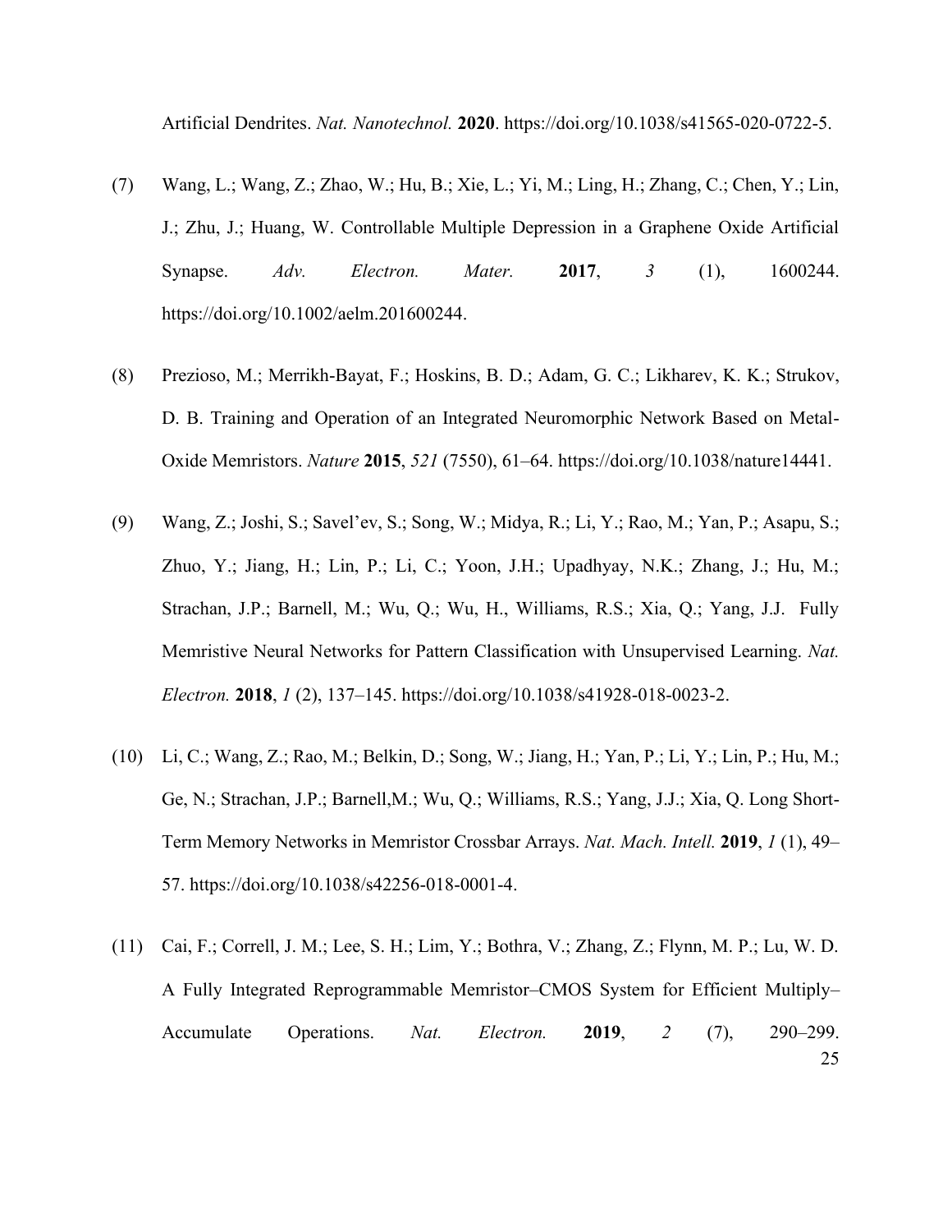Artificial Dendrites. *Nat. Nanotechnol.* **2020**. https://doi.org/10.1038/s41565-020-0722-5.

(7) Wang, L.; Wang, Z.; Zhao, W.; Hu, B.; Xie, L.; Yi, M.; Ling, H.; Zhang, C.; Chen, Y.; Lin, J.; Zhu, J.; Huang, W. Controllable Multiple Depression in a Graphene Oxide Artificial Synapse. *Adv. Electron. Mater.* **2017**, *3* (1), 1600244. https://doi.org/10.1002/aelm.201600244.

(8) Prezioso, M.; Merrikh-Bayat, F.; Hoskins, B. D.; Adam, G. C.; Likharev, K. K.; Strukov, D. B. Training and Operation of an Integrated Neuromorphic Network Based on Metal-Oxide Memristors. *Nature* **2015**, *521* (7550), 61–64. https://doi.org/10.1038/nature14441.

(9) Wang, Z.; Joshi, S.; Savel'ev, S.; Song, W.; Midya, R.; Li, Y.; Rao, M.; Yan, P.; Asapu, S.; Zhuo, Y.; Jiang, H.; Lin, P.; Li, C.; Yoon, J.H.; Upadhyay, N.K.; Zhang, J.; Hu, M.; Strachan, J.P.; Barnell, M.; Wu, Q.; Wu, H., Williams, R.S.; Xia, Q.; Yang, J.J. Fully Memristive Neural Networks for Pattern Classification with Unsupervised Learning. *Nat. Electron.* **2018**, *1* (2), 137–145. https://doi.org/10.1038/s41928-018-0023-2.

(10) Li, C.; Wang, Z.; Rao, M.; Belkin, D.; Song, W.; Jiang, H.; Yan, P.; Li, Y.; Lin, P.; Hu, M.; Ge, N.; Strachan, J.P.; Barnell,M.; Wu, Q.; Williams, R.S.; Yang, J.J.; Xia, Q. Long Short-Term Memory Networks in Memristor Crossbar Arrays. *Nat. Mach. Intell.* **2019**, *1* (1), 49–57. https://doi.org/10.1038/s42256-018-0001-4.

(11) Cai, F.; Correll, J. M.; Lee, S. H.; Lim, Y.; Bothra, V.; Zhang, Z.; Flynn, M. P.; Lu, W. D. A Fully Integrated Reprogrammable Memristor–CMOS System for Efficient Multiply–Accumulate Operations. *Nat. Electron.* **2019**, *2* (7), 290–299.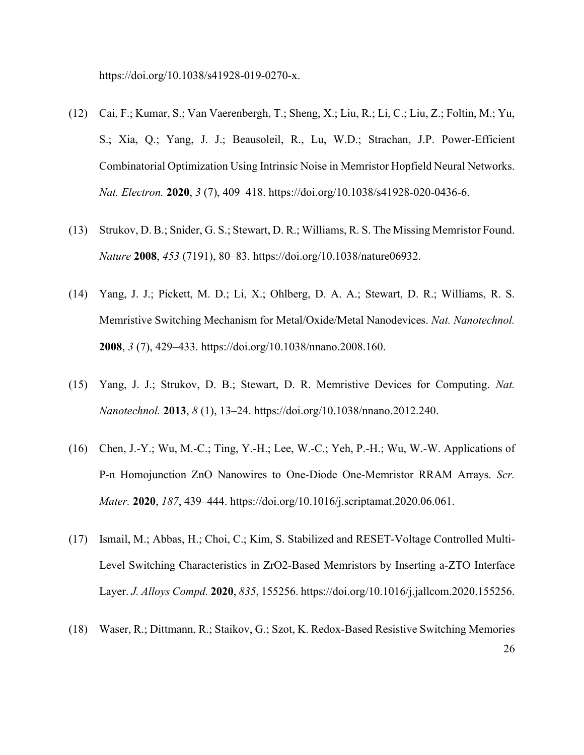https://doi.org/10.1038/s41928-019-0270-x.

(12) Cai, F.; Kumar, S.; Van Vaerenbergh, T.; Sheng, X.; Liu, R.; Li, C.; Liu, Z.; Foltin, M.; Yu, S.; Xia, Q.; Yang, J. J.; Beausoleil, R., Lu, W.D.; Strachan, J.P. Power-Efficient Combinatorial Optimization Using Intrinsic Noise in Memristor Hopfield Neural Networks. *Nat. Electron.* **2020**, *3* (7), 409–418. https://doi.org/10.1038/s41928-020-0436-6.

(13) Strukov, D. B.; Snider, G. S.; Stewart, D. R.; Williams, R. S. The Missing Memristor Found. *Nature* **2008**, *453* (7191), 80–83. https://doi.org/10.1038/nature06932.

(14) Yang, J. J.; Pickett, M. D.; Li, X.; Ohlberg, D. A. A.; Stewart, D. R.; Williams, R. S. Memristive Switching Mechanism for Metal/Oxide/Metal Nanodevices. *Nat. Nanotechnol.* **2008**, *3* (7), 429–433. https://doi.org/10.1038/nnano.2008.160.

(15) Yang, J. J.; Strukov, D. B.; Stewart, D. R. Memristive Devices for Computing. *Nat. Nanotechnol.* **2013**, *8* (1), 13–24. https://doi.org/10.1038/nnano.2012.240.

(16) Chen, J.-Y.; Wu, M.-C.; Ting, Y.-H.; Lee, W.-C.; Yeh, P.-H.; Wu, W.-W. Applications of P-n Homojunction ZnO Nanowires to One-Diode One-Memristor RRAM Arrays. *Scr. Mater.* **2020**, *187*, 439–444. https://doi.org/10.1016/j.scriptamat.2020.06.061.

(17) Ismail, M.; Abbas, H.; Choi, C.; Kim, S. Stabilized and RESET-Voltage Controlled Multi-Level Switching Characteristics in $ZrO_2$-Based Memristors by Inserting a-ZTO Interface Layer. *J. Alloys Compd.* **2020**, *835*, 155256. https://doi.org/10.1016/j.jallcom.2020.155256.

(18) Waser, R.; Dittmann, R.; Staikov, G.; Szot, K. Redox-Based Resistive Switching Memories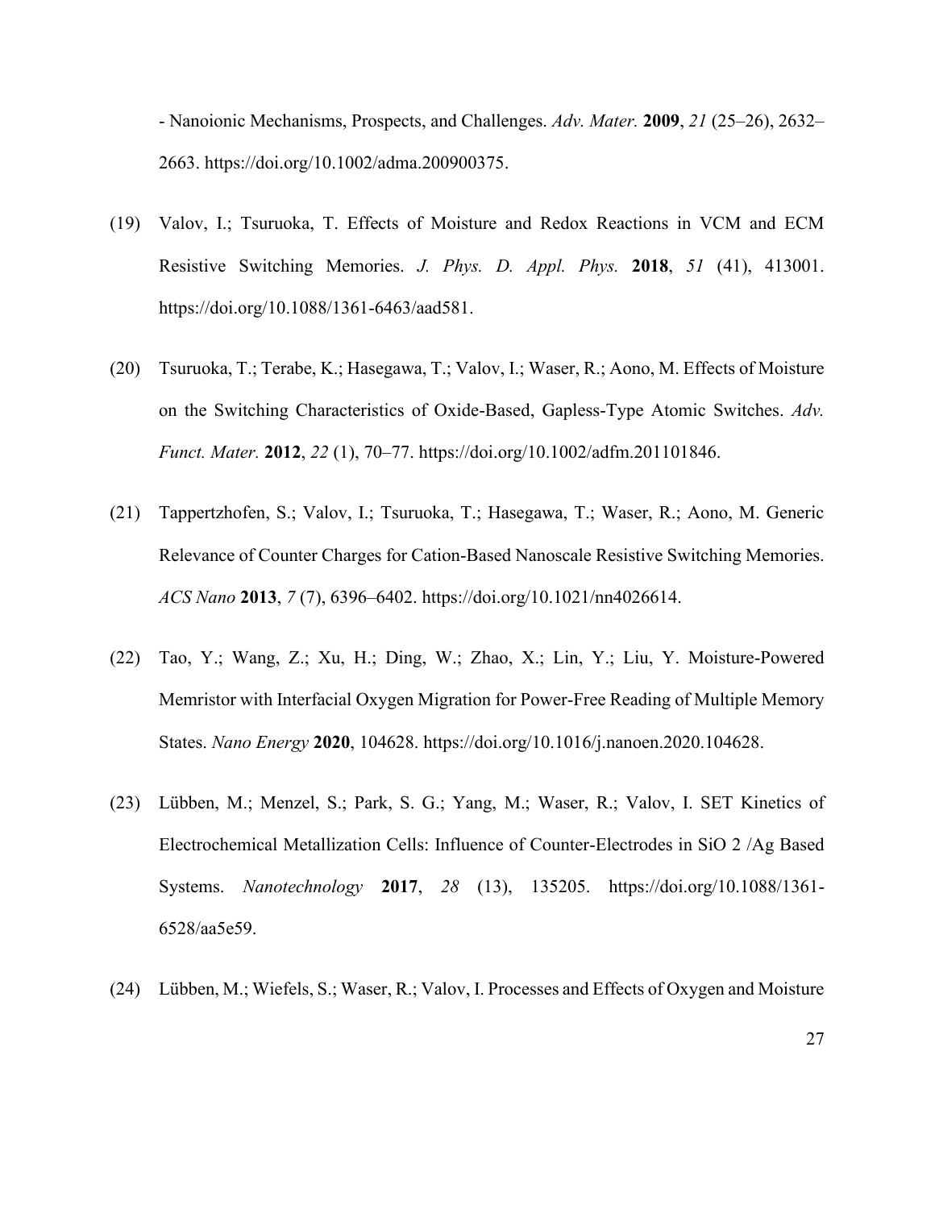- Nanoionic Mechanisms, Prospects, and Challenges. *Adv. Mater.* **2009**, *21* (25–26), 2632–2663. https://doi.org/10.1002/adma.200900375.

(19) Valov, I.; Tsuruoka, T. Effects of Moisture and Redox Reactions in VCM and ECM Resistive Switching Memories. *J. Phys. D. Appl. Phys.* **2018**, *51* (41), 413001. https://doi.org/10.1088/1361-6463/aad581.

(20) Tsuruoka, T.; Terabe, K.; Hasegawa, T.; Valov, I.; Waser, R.; Aono, M. Effects of Moisture on the Switching Characteristics of Oxide-Based, Gapless-Type Atomic Switches. *Adv. Funct. Mater.* **2012**, *22* (1), 70–77. https://doi.org/10.1002/adfm.201101846.

(21) Tappertzhofen, S.; Valov, I.; Tsuruoka, T.; Hasegawa, T.; Waser, R.; Aono, M. Generic Relevance of Counter Charges for Cation-Based Nanoscale Resistive Switching Memories. *ACS Nano* **2013**, *7* (7), 6396–6402. https://doi.org/10.1021/nn4026614.

(22) Tao, Y.; Wang, Z.; Xu, H.; Ding, W.; Zhao, X.; Lin, Y.; Liu, Y. Moisture-Powered Memristor with Interfacial Oxygen Migration for Power-Free Reading of Multiple Memory States. *Nano Energy* **2020**, 104628. https://doi.org/10.1016/j.nanoen.2020.104628.

(23) Lübben, M.; Menzel, S.; Park, S. G.; Yang, M.; Waser, R.; Valov, I. SET Kinetics of Electrochemical Metallization Cells: Influence of Counter-Electrodes in SiO 2 /Ag Based Systems. *Nanotechnology* **2017**, *28* (13), 135205. https://doi.org/10.1088/1361-6528/aa5e59.

(24) Lübben, M.; Wiefels, S.; Waser, R.; Valov, I. Processes and Effects of Oxygen and Moisture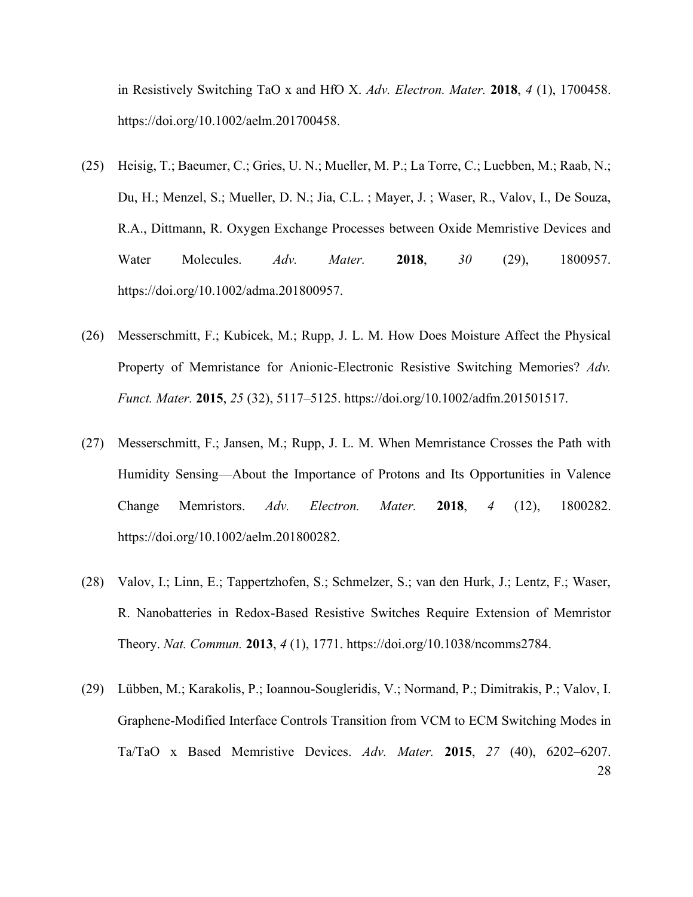in Resistively Switching TaO x and HfO X. *Adv. Electron. Mater.* **2018**, *4* (1), 1700458. https://doi.org/10.1002/aelm.201700458.

(25) Heisig, T.; Baeumer, C.; Gries, U. N.; Mueller, M. P.; La Torre, C.; Luebben, M.; Raab, N.; Du, H.; Menzel, S.; Mueller, D. N.; Jia, C.L. ; Mayer, J. ; Waser, R., Valov, I., De Souza, R.A., Dittmann, R. Oxygen Exchange Processes between Oxide Memristive Devices and Water Molecules. *Adv. Mater.* **2018**, *30* (29), 1800957. https://doi.org/10.1002/adma.201800957.

(26) Messerschmitt, F.; Kubicek, M.; Rupp, J. L. M. How Does Moisture Affect the Physical Property of Memristance for Anionic-Electronic Resistive Switching Memories? *Adv. Funct. Mater.* **2015**, *25* (32), 5117–5125. https://doi.org/10.1002/adfm.201501517.

(27) Messerschmitt, F.; Jansen, M.; Rupp, J. L. M. When Memristance Crosses the Path with Humidity Sensing—About the Importance of Protons and Its Opportunities in Valence Change Memristors. *Adv. Electron. Mater.* **2018**, *4* (12), 1800282. https://doi.org/10.1002/aelm.201800282.

(28) Valov, I.; Linn, E.; Tappertzhofen, S.; Schmelzer, S.; van den Hurk, J.; Lentz, F.; Waser, R. Nanobatteries in Redox-Based Resistive Switches Require Extension of Memristor Theory. *Nat. Commun.* **2013**, *4* (1), 1771. https://doi.org/10.1038/ncomms2784.

(29) Lübben, M.; Karakolis, P.; Ioannou-Sougleridis, V.; Normand, P.; Dimitrakis, P.; Valov, I. Graphene-Modified Interface Controls Transition from VCM to ECM Switching Modes in Ta/TaO x Based Memristive Devices. *Adv. Mater.* **2015**, *27* (40), 6202–6207.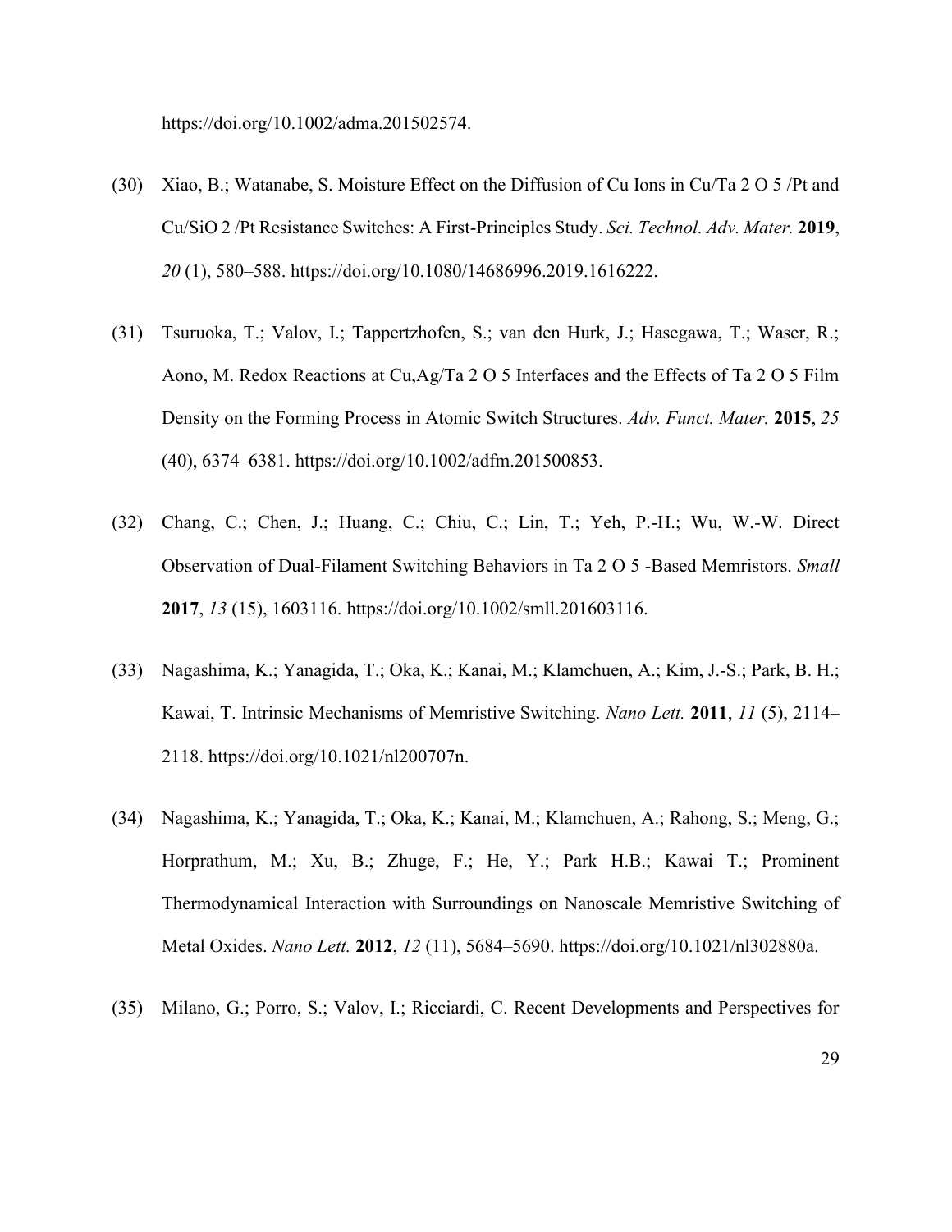https://doi.org/10.1002/adma.201502574.

(30) Xiao, B.; Watanabe, S. Moisture Effect on the Diffusion of Cu Ions in Cu/$Ta_2O_5$/Pt and Cu/$SiO_2$/Pt Resistance Switches: A First-Principles Study. *Sci. Technol. Adv. Mater.* **2019**, *20* (1), 580–588. https://doi.org/10.1080/14686996.2019.1616222.

(31) Tsuruoka, T.; Valov, I.; Tappertzhofen, S.; van den Hurk, J.; Hasegawa, T.; Waser, R.; Aono, M. Redox Reactions at Cu,Ag/$Ta_2O_5$ Interfaces and the Effects of $Ta_2O_5$ Film Density on the Forming Process in Atomic Switch Structures. *Adv. Funct. Mater.* **2015**, *25* (40), 6374–6381. https://doi.org/10.1002/adfm.201500853.

(32) Chang, C.; Chen, J.; Huang, C.; Chiu, C.; Lin, T.; Yeh, P.-H.; Wu, W.-W. Direct Observation of Dual-Filament Switching Behaviors in $Ta_2O_5$-Based Memristors. *Small* **2017**, *13* (15), 1603116. https://doi.org/10.1002/smll.201603116.

(33) Nagashima, K.; Yanagida, T.; Oka, K.; Kanai, M.; Klamchuen, A.; Kim, J.-S.; Park, B. H.; Kawai, T. Intrinsic Mechanisms of Memristive Switching. *Nano Lett.* **2011**, *11* (5), 2114–2118. https://doi.org/10.1021/nl200707n.

(34) Nagashima, K.; Yanagida, T.; Oka, K.; Kanai, M.; Klamchuen, A.; Rahong, S.; Meng, G.; Horprathum, M.; Xu, B.; Zhuge, F.; He, Y.; Park H.B.; Kawai T.; Prominent Thermodynamical Interaction with Surroundings on Nanoscale Memristive Switching of Metal Oxides. *Nano Lett.* **2012**, *12* (11), 5684–5690. https://doi.org/10.1021/nl302880a.

(35) Milano, G.; Porro, S.; Valov, I.; Ricciardi, C. Recent Developments and Perspectives for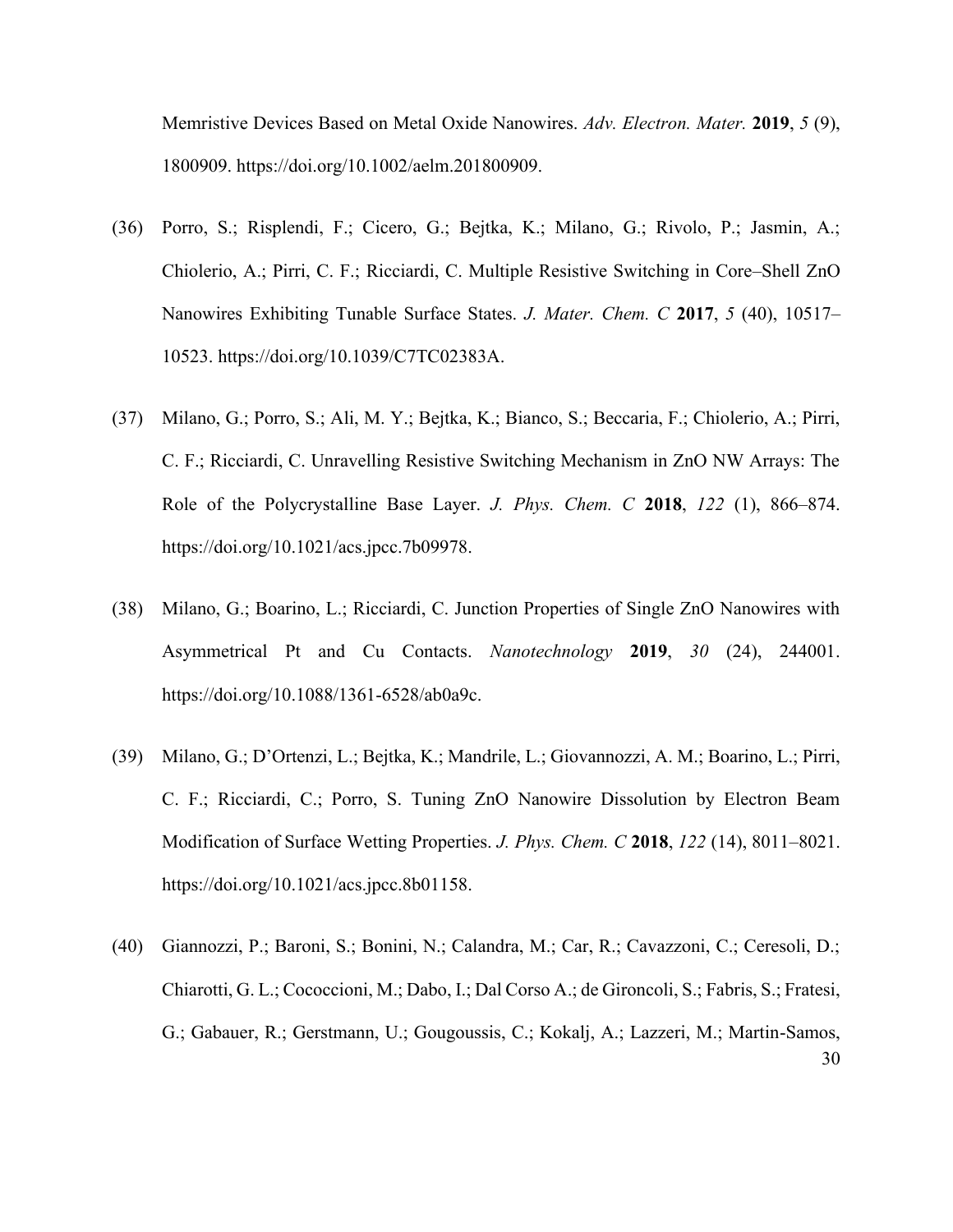Memristive Devices Based on Metal Oxide Nanowires. *Adv. Electron. Mater.* **2019**, *5* (9), 1800909. https://doi.org/10.1002/aelm.201800909.

(36) Porro, S.; Risplendi, F.; Cicero, G.; Bejtka, K.; Milano, G.; Rivolo, P.; Jasmin, A.; Chiolerio, A.; Pirri, C. F.; Ricciardi, C. Multiple Resistive Switching in Core–Shell ZnO Nanowires Exhibiting Tunable Surface States. *J. Mater. Chem. C* **2017**, *5* (40), 10517–10523. https://doi.org/10.1039/C7TC02383A.

(37) Milano, G.; Porro, S.; Ali, M. Y.; Bejtka, K.; Bianco, S.; Beccaria, F.; Chiolerio, A.; Pirri, C. F.; Ricciardi, C. Unravelling Resistive Switching Mechanism in ZnO NW Arrays: The Role of the Polycrystalline Base Layer. *J. Phys. Chem. C* **2018**, *122* (1), 866–874. https://doi.org/10.1021/acs.jpcc.7b09978.

(38) Milano, G.; Boarino, L.; Ricciardi, C. Junction Properties of Single ZnO Nanowires with Asymmetrical Pt and Cu Contacts. *Nanotechnology* **2019**, *30* (24), 244001. https://doi.org/10.1088/1361-6528/ab0a9c.

(39) Milano, G.; D'Ortenzi, L.; Bejtka, K.; Mandrile, L.; Giovannozzi, A. M.; Boarino, L.; Pirri, C. F.; Ricciardi, C.; Porro, S. Tuning ZnO Nanowire Dissolution by Electron Beam Modification of Surface Wetting Properties. *J. Phys. Chem. C* **2018**, *122* (14), 8011–8021. https://doi.org/10.1021/acs.jpcc.8b01158.

(40) Giannozzi, P.; Baroni, S.; Bonini, N.; Calandra, M.; Car, R.; Cavazzoni, C.; Ceresoli, D.; Chiarotti, G. L.; Cococcioni, M.; Dabo, I.; Dal Corso A.; de Gironcoli, S.; Fabris, S.; Fratesi, G.; Gabauer, R.; Gerstmann, U.; Gougoussis, C.; Kokalj, A.; Lazzeri, M.; Martin-Samos,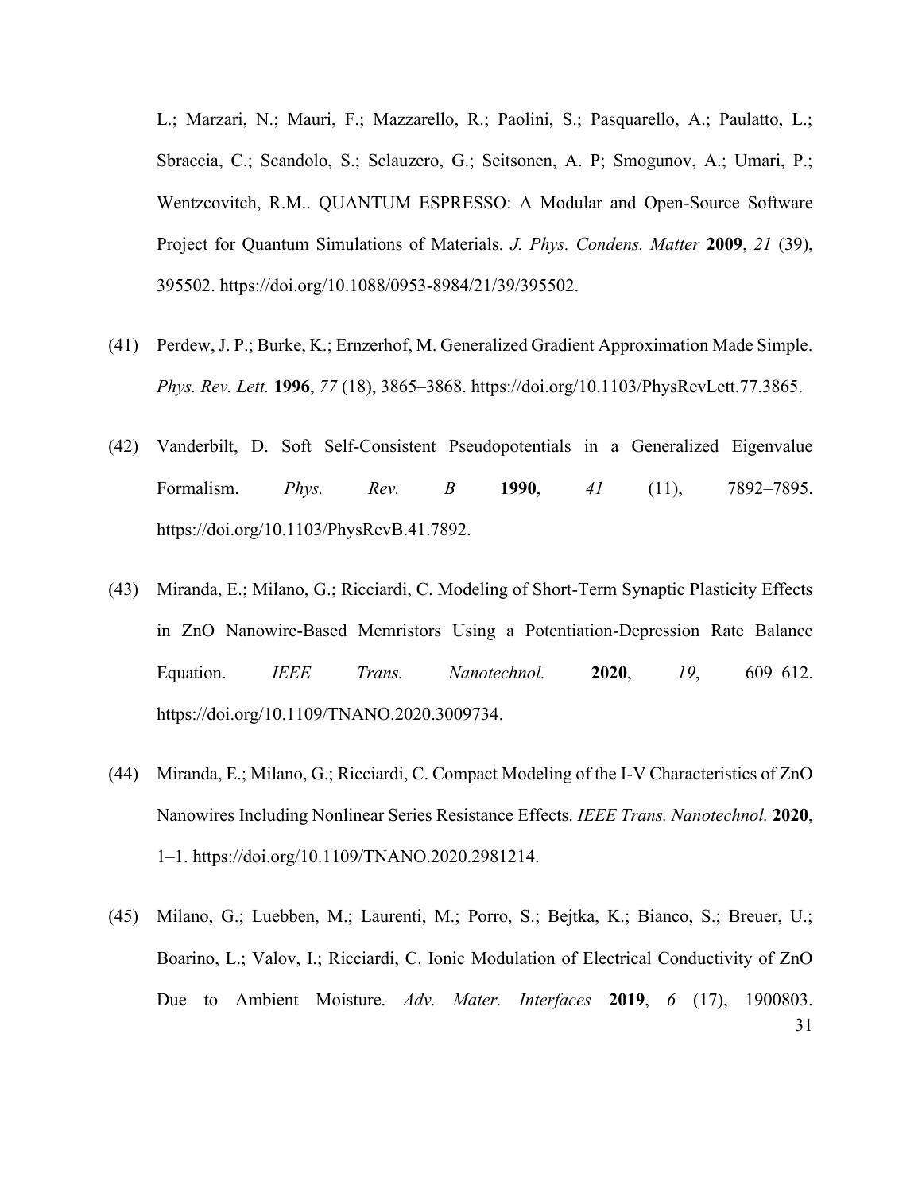L.; Marzari, N.; Mauri, F.; Mazzarello, R.; Paolini, S.; Pasquarello, A.; Paulatto, L.; Sbraccia, C.; Scandolo, S.; Sclauzero, G.; Seitsonen, A. P; Smogunov, A.; Umari, P.; Wentzcovitch, R.M.. QUANTUM ESPRESSO: A Modular and Open-Source Software Project for Quantum Simulations of Materials. *J. Phys. Condens. Matter* **2009**, *21* (39), 395502. https://doi.org/10.1088/0953-8984/21/39/395502.

(41) Perdew, J. P.; Burke, K.; Ernzerhof, M. Generalized Gradient Approximation Made Simple. *Phys. Rev. Lett.* **1996**, *77* (18), 3865–3868. https://doi.org/10.1103/PhysRevLett.77.3865.

(42) Vanderbilt, D. Soft Self-Consistent Pseudopotentials in a Generalized Eigenvalue Formalism. *Phys. Rev. B* **1990**, *41* (11), 7892–7895. https://doi.org/10.1103/PhysRevB.41.7892.

(43) Miranda, E.; Milano, G.; Ricciardi, C. Modeling of Short-Term Synaptic Plasticity Effects in ZnO Nanowire-Based Memristors Using a Potentiation-Depression Rate Balance Equation. *IEEE Trans. Nanotechnol.* **2020**, *19*, 609–612. https://doi.org/10.1109/TNANO.2020.3009734.

(44) Miranda, E.; Milano, G.; Ricciardi, C. Compact Modeling of the I-V Characteristics of ZnO Nanowires Including Nonlinear Series Resistance Effects. *IEEE Trans. Nanotechnol.* **2020**, 1–1. https://doi.org/10.1109/TNANO.2020.2981214.

(45) Milano, G.; Luebben, M.; Laurenti, M.; Porro, S.; Bejtka, K.; Bianco, S.; Breuer, U.; Boarino, L.; Valov, I.; Ricciardi, C. Ionic Modulation of Electrical Conductivity of ZnO Due to Ambient Moisture. *Adv. Mater. Interfaces* **2019**, *6* (17), 1900803.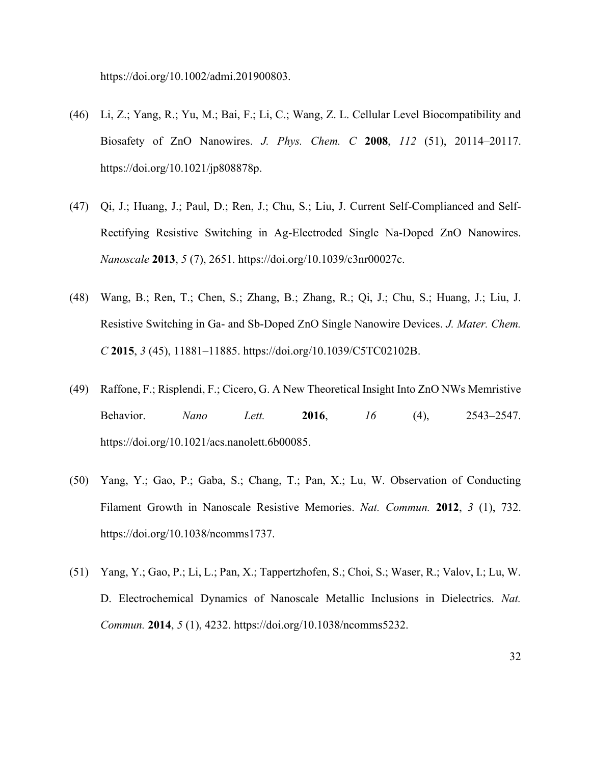https://doi.org/10.1002/admi.201900803.

(46) Li, Z.; Yang, R.; Yu, M.; Bai, F.; Li, C.; Wang, Z. L. Cellular Level Biocompatibility and Biosafety of ZnO Nanowires. *J. Phys. Chem. C* **2008**, *112* (51), 20114–20117. https://doi.org/10.1021/jp808878p.

(47) Qi, J.; Huang, J.; Paul, D.; Ren, J.; Chu, S.; Liu, J. Current Self-Complianced and Self-Rectifying Resistive Switching in Ag-Electroded Single Na-Doped ZnO Nanowires. *Nanoscale* **2013**, *5* (7), 2651. https://doi.org/10.1039/c3nr00027c.

(48) Wang, B.; Ren, T.; Chen, S.; Zhang, B.; Zhang, R.; Qi, J.; Chu, S.; Huang, J.; Liu, J. Resistive Switching in Ga- and Sb-Doped ZnO Single Nanowire Devices. *J. Mater. Chem. C* **2015**, *3* (45), 11881–11885. https://doi.org/10.1039/C5TC02102B.

(49) Raffone, F.; Risplendi, F.; Cicero, G. A New Theoretical Insight Into ZnO NWs Memristive Behavior. *Nano Lett.* **2016**, *16* (4), 2543–2547. https://doi.org/10.1021/acs.nanolett.6b00085.

(50) Yang, Y.; Gao, P.; Gaba, S.; Chang, T.; Pan, X.; Lu, W. Observation of Conducting Filament Growth in Nanoscale Resistive Memories. *Nat. Commun.* **2012**, *3* (1), 732. https://doi.org/10.1038/ncomms1737.

(51) Yang, Y.; Gao, P.; Li, L.; Pan, X.; Tappertzhofen, S.; Choi, S.; Waser, R.; Valov, I.; Lu, W. D. Electrochemical Dynamics of Nanoscale Metallic Inclusions in Dielectrics. *Nat. Commun.* **2014**, *5* (1), 4232. https://doi.org/10.1038/ncomms5232.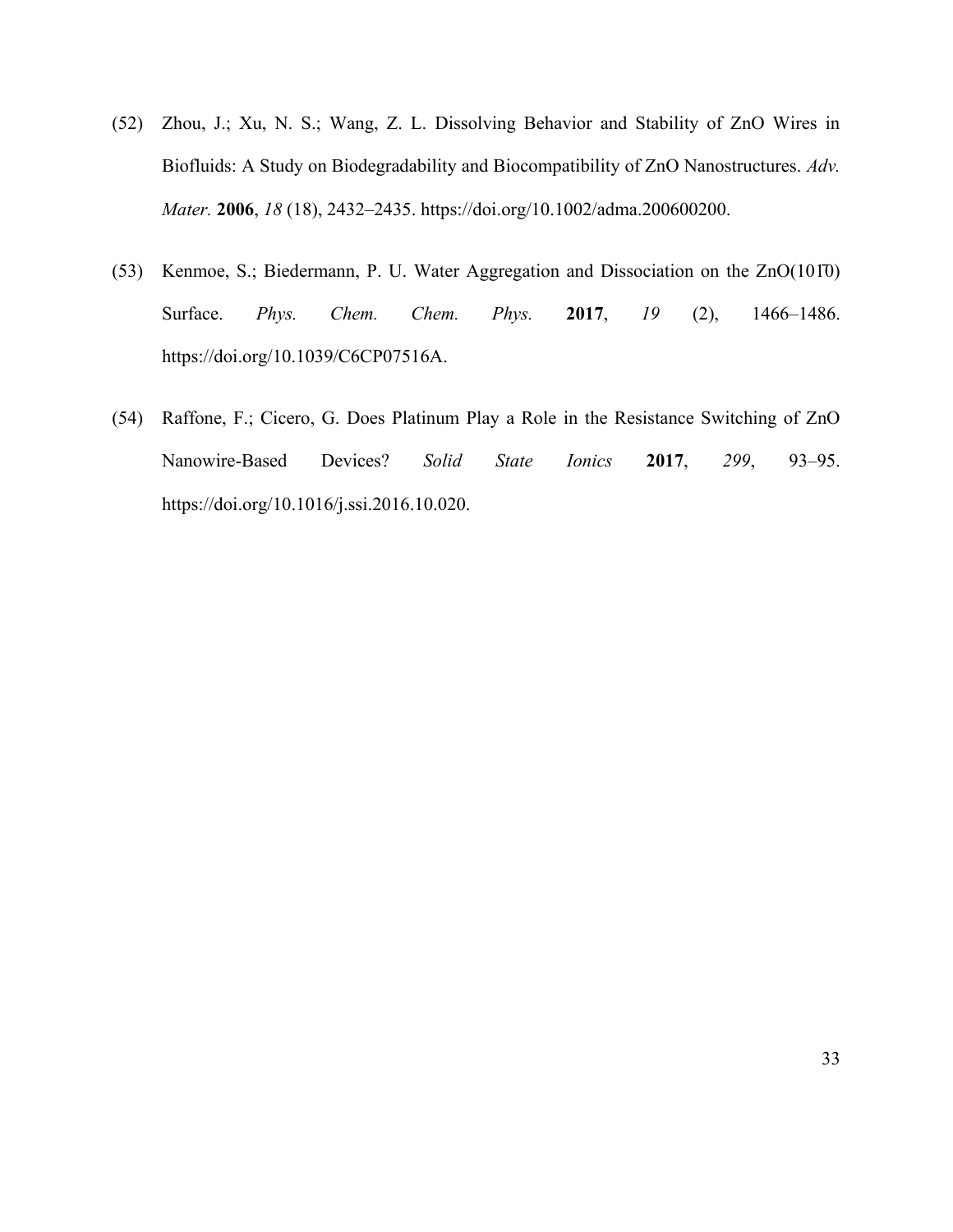(52) Zhou, J.; Xu, N. S.; Wang, Z. L. Dissolving Behavior and Stability of ZnO Wires in Biofluids: A Study on Biodegradability and Biocompatibility of ZnO Nanostructures. *Adv. Mater.* **2006**, *18* (18), 2432–2435. https://doi.org/10.1002/adma.200600200.

(53) Kenmoe, S.; Biedermann, P. U. Water Aggregation and Dissociation on the ZnO($10\bar{1}0$) Surface. *Phys. Chem. Chem. Phys.* **2017**, *19* (2), 1466–1486. https://doi.org/10.1039/C6CP07516A.

(54) Raffone, F.; Cicero, G. Does Platinum Play a Role in the Resistance Switching of ZnO Nanowire-Based Devices? *Solid State Ionics* **2017**, *299*, 93–95. https://doi.org/10.1016/j.ssi.2016.10.020.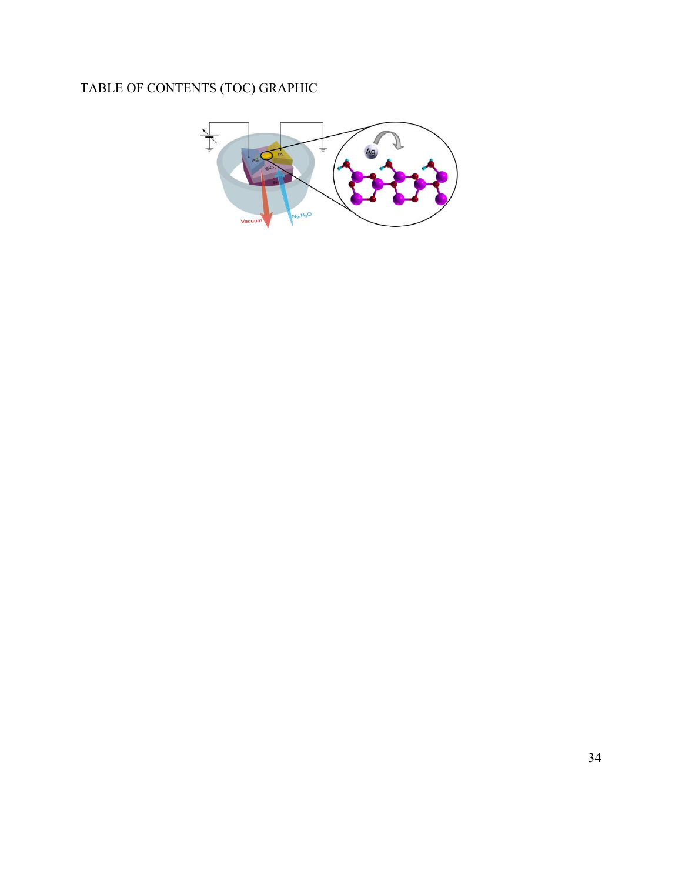TABLE OF CONTENTS (TOC) GRAPHIC

Ag

Pt

$SiO_2$

Si

Vacuum

$N_2$,$H_2O$

Ag